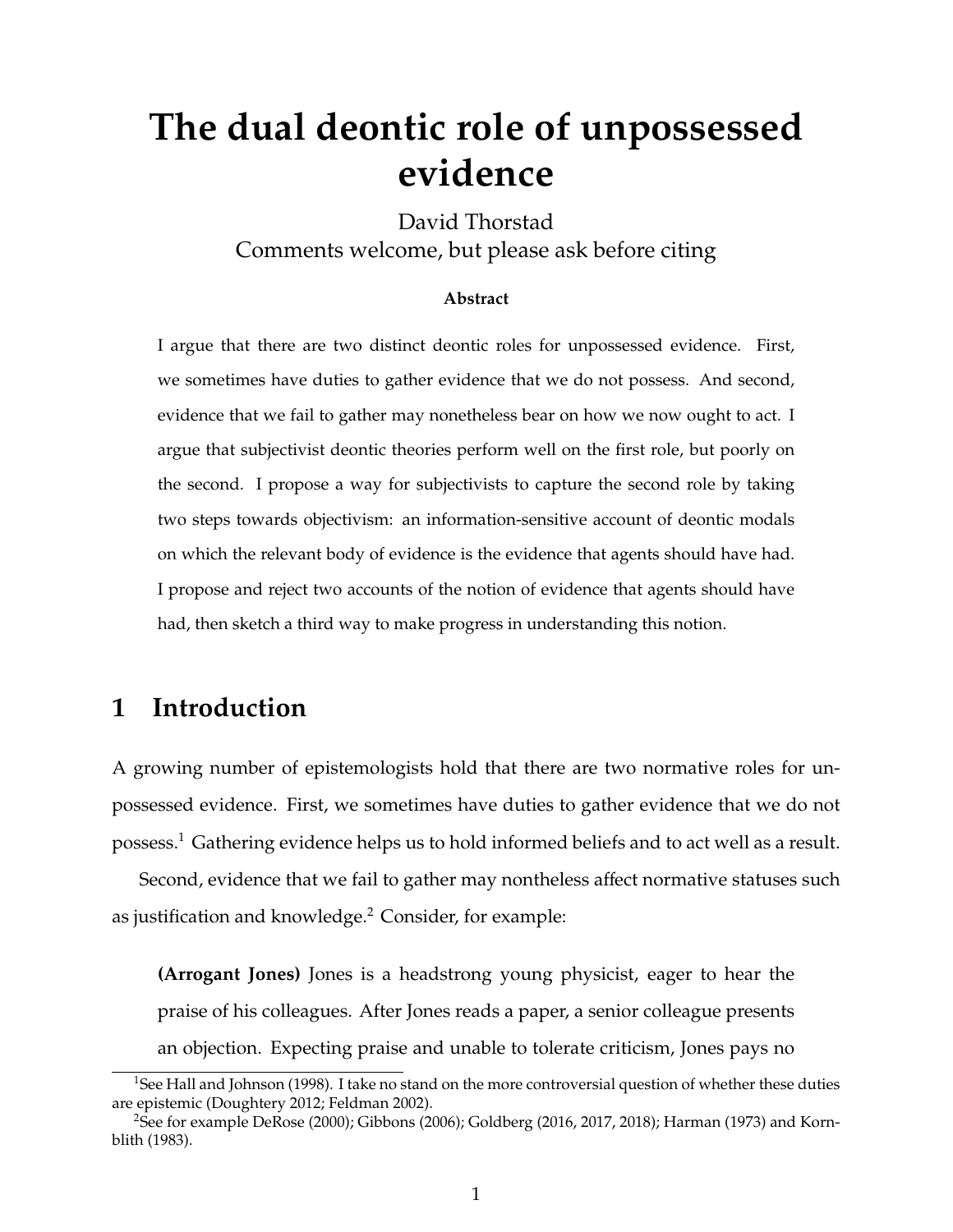# The dual deontic role of unpossessed evidence

David Thorstad

Comments welcome, but please ask before citing

**Abstract**

I argue that there are two distinct deontic roles for unpossessed evidence. First, we sometimes have duties to gather evidence that we do not possess. And second, evidence that we fail to gather may nonetheless bear on how we now ought to act. I argue that subjectivist deontic theories perform well on the first role, but poorly on the second. I propose a way for subjectivists to capture the second role by taking two steps towards objectivism: an information-sensitive account of deontic modals on which the relevant body of evidence is the evidence that agents should have had. I propose and reject two accounts of the notion of evidence that agents should have had, then sketch a third way to make progress in understanding this notion.

## 1 Introduction

A growing number of epistemologists hold that there are two normative roles for unpossessed evidence. First, we sometimes have duties to gather evidence that we do not possess.[1] Gathering evidence helps us to hold informed beliefs and to act well as a result.

Second, evidence that we fail to gather may nontheless affect normative statuses such as justification and knowledge.[2] Consider, for example:

> **(Arrogant Jones)** Jones is a headstrong young physicist, eager to hear the praise of his colleagues. After Jones reads a paper, a senior colleague presents an objection. Expecting praise and unable to tolerate criticism, Jones pays no

[1] See Hall and Johnson (1998). I take no stand on the more controversial question of whether these duties are epistemic (Doughtery 2012; Feldman 2002).

[2] See for example DeRose (2000); Gibbons (2006); Goldberg (2016, 2017, 2018); Harman (1973) and Kornblith (1983).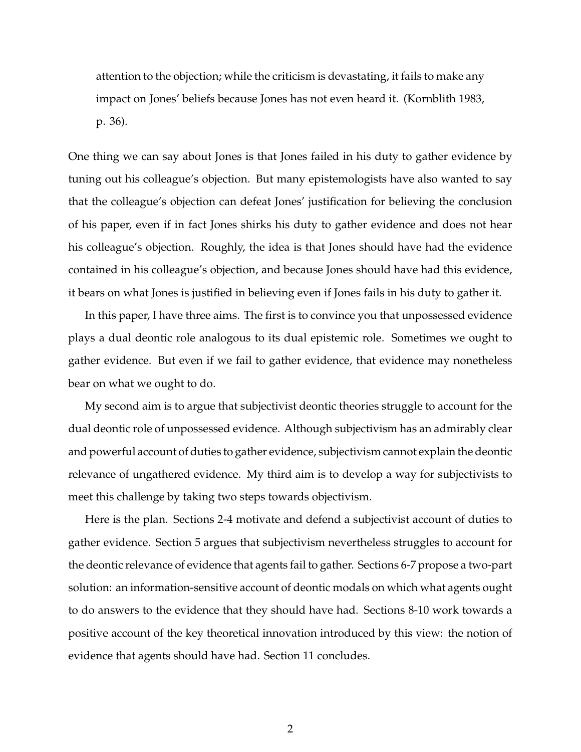> attention to the objection; while the criticism is devastating, it fails to make any impact on Jones' beliefs because Jones has not even heard it. (Kornblith 1983, p. 36).

One thing we can say about Jones is that Jones failed in his duty to gather evidence by tuning out his colleague's objection. But many epistemologists have also wanted to say that the colleague's objection can defeat Jones' justification for believing the conclusion of his paper, even if in fact Jones shirks his duty to gather evidence and does not hear his colleague's objection. Roughly, the idea is that Jones should have had the evidence contained in his colleague's objection, and because Jones should have had this evidence, it bears on what Jones is justified in believing even if Jones fails in his duty to gather it.

In this paper, I have three aims. The first is to convince you that unpossessed evidence plays a dual deontic role analogous to its dual epistemic role. Sometimes we ought to gather evidence. But even if we fail to gather evidence, that evidence may nonetheless bear on what we ought to do.

My second aim is to argue that subjectivist deontic theories struggle to account for the dual deontic role of unpossessed evidence. Although subjectivism has an admirably clear and powerful account of duties to gather evidence, subjectivism cannot explain the deontic relevance of ungathered evidence. My third aim is to develop a way for subjectivists to meet this challenge by taking two steps towards objectivism.

Here is the plan. Sections 2-4 motivate and defend a subjectivist account of duties to gather evidence. Section 5 argues that subjectivism nevertheless struggles to account for the deontic relevance of evidence that agents fail to gather. Sections 6-7 propose a two-part solution: an information-sensitive account of deontic modals on which what agents ought to do answers to the evidence that they should have had. Sections 8-10 work towards a positive account of the key theoretical innovation introduced by this view: the notion of evidence that agents should have had. Section 11 concludes.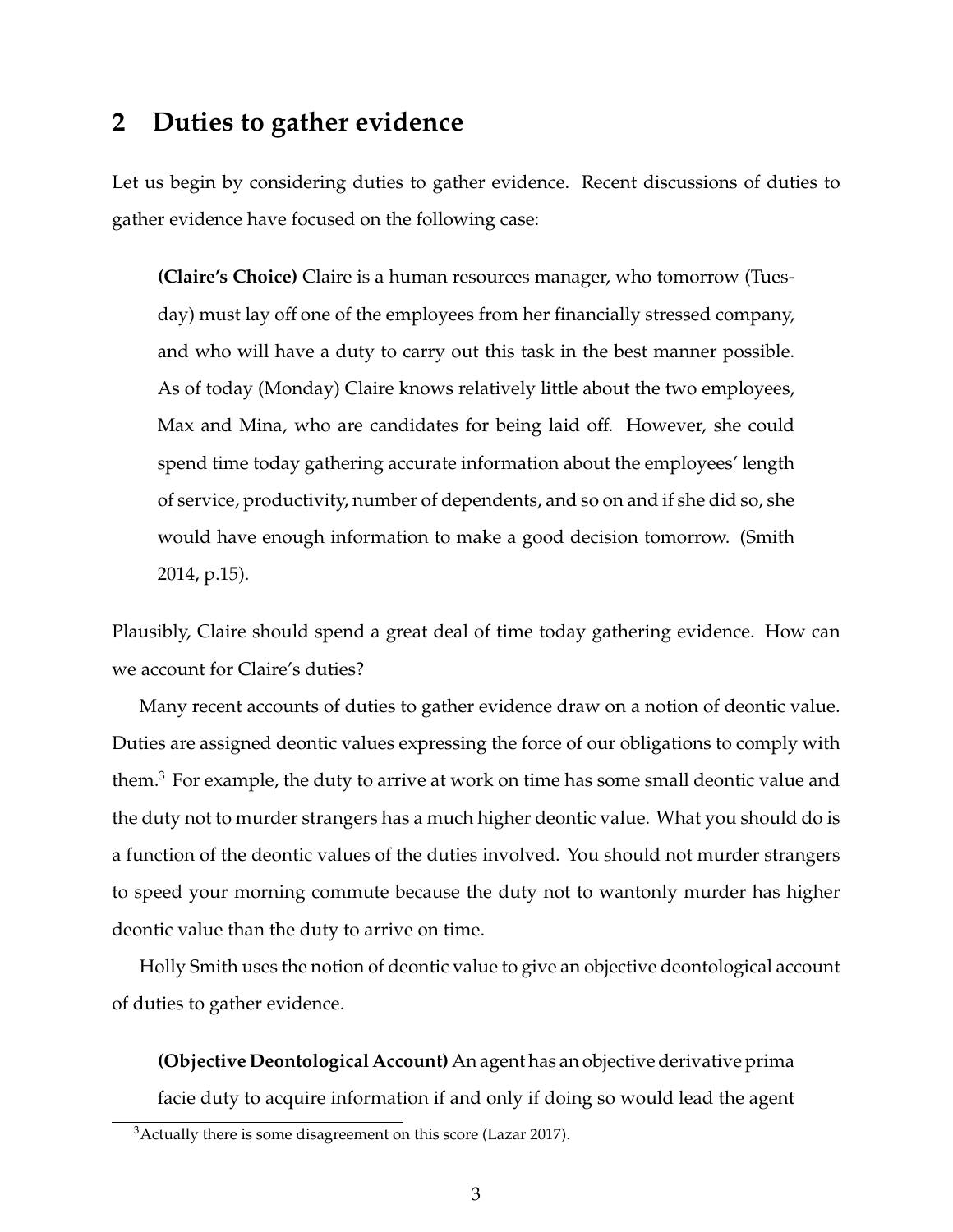## 2 Duties to gather evidence

Let us begin by considering duties to gather evidence. Recent discussions of duties to gather evidence have focused on the following case:

> **(Claire's Choice)** Claire is a human resources manager, who tomorrow (Tuesday) must lay off one of the employees from her financially stressed company, and who will have a duty to carry out this task in the best manner possible. As of today (Monday) Claire knows relatively little about the two employees, Max and Mina, who are candidates for being laid off. However, she could spend time today gathering accurate information about the employees' length of service, productivity, number of dependents, and so on and if she did so, she would have enough information to make a good decision tomorrow. (Smith 2014, p.15).

Plausibly, Claire should spend a great deal of time today gathering evidence. How can we account for Claire's duties?

Many recent accounts of duties to gather evidence draw on a notion of deontic value. Duties are assigned deontic values expressing the force of our obligations to comply with them.[3] For example, the duty to arrive at work on time has some small deontic value and the duty not to murder strangers has a much higher deontic value. What you should do is a function of the deontic values of the duties involved. You should not murder strangers to speed your morning commute because the duty not to wantonly murder has higher deontic value than the duty to arrive on time.

Holly Smith uses the notion of deontic value to give an objective deontological account of duties to gather evidence.

> **(Objective Deontological Account)** An agent has an objective derivative prima facie duty to acquire information if and only if doing so would lead the agent

[3] Actually there is some disagreement on this score (Lazar 2017).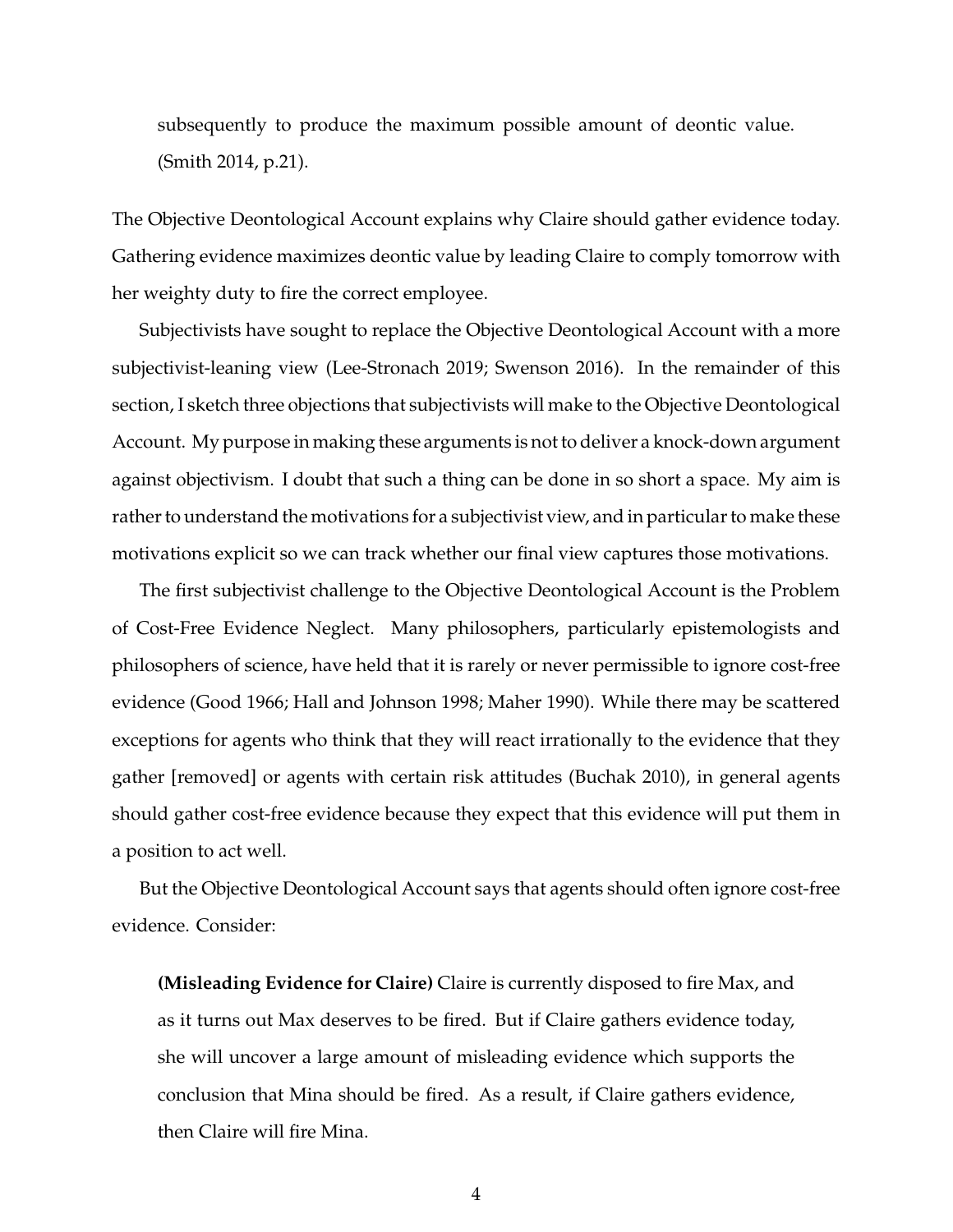> subsequently to produce the maximum possible amount of deontic value. (Smith 2014, p.21).

The Objective Deontological Account explains why Claire should gather evidence today. Gathering evidence maximizes deontic value by leading Claire to comply tomorrow with her weighty duty to fire the correct employee.

Subjectivists have sought to replace the Objective Deontological Account with a more subjectivist-leaning view (Lee-Stronach 2019; Swenson 2016). In the remainder of this section, I sketch three objections that subjectivists will make to the Objective Deontological Account. My purpose in making these arguments is not to deliver a knock-down argument against objectivism. I doubt that such a thing can be done in so short a space. My aim is rather to understand the motivations for a subjectivist view, and in particular to make these motivations explicit so we can track whether our final view captures those motivations.

The first subjectivist challenge to the Objective Deontological Account is the Problem of Cost-Free Evidence Neglect. Many philosophers, particularly epistemologists and philosophers of science, have held that it is rarely or never permissible to ignore cost-free evidence (Good 1966; Hall and Johnson 1998; Maher 1990). While there may be scattered exceptions for agents who think that they will react irrationally to the evidence that they gather [removed] or agents with certain risk attitudes (Buchak 2010), in general agents should gather cost-free evidence because they expect that this evidence will put them in a position to act well.

But the Objective Deontological Account says that agents should often ignore cost-free evidence. Consider:

> **(Misleading Evidence for Claire)** Claire is currently disposed to fire Max, and as it turns out Max deserves to be fired. But if Claire gathers evidence today, she will uncover a large amount of misleading evidence which supports the conclusion that Mina should be fired. As a result, if Claire gathers evidence, then Claire will fire Mina.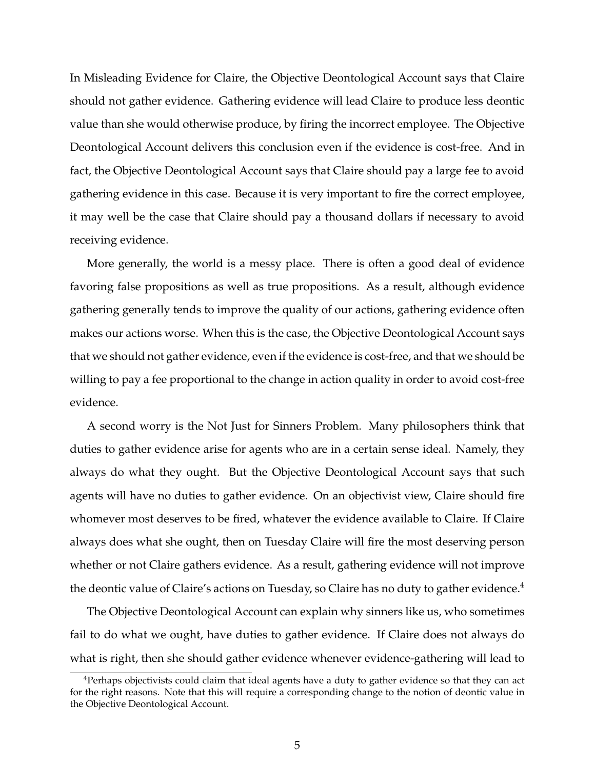In Misleading Evidence for Claire, the Objective Deontological Account says that Claire should not gather evidence. Gathering evidence will lead Claire to produce less deontic value than she would otherwise produce, by firing the incorrect employee. The Objective Deontological Account delivers this conclusion even if the evidence is cost-free. And in fact, the Objective Deontological Account says that Claire should pay a large fee to avoid gathering evidence in this case. Because it is very important to fire the correct employee, it may well be the case that Claire should pay a thousand dollars if necessary to avoid receiving evidence.

More generally, the world is a messy place. There is often a good deal of evidence favoring false propositions as well as true propositions. As a result, although evidence gathering generally tends to improve the quality of our actions, gathering evidence often makes our actions worse. When this is the case, the Objective Deontological Account says that we should not gather evidence, even if the evidence is cost-free, and that we should be willing to pay a fee proportional to the change in action quality in order to avoid cost-free evidence.

A second worry is the Not Just for Sinners Problem. Many philosophers think that duties to gather evidence arise for agents who are in a certain sense ideal. Namely, they always do what they ought. But the Objective Deontological Account says that such agents will have no duties to gather evidence. On an objectivist view, Claire should fire whomever most deserves to be fired, whatever the evidence available to Claire. If Claire always does what she ought, then on Tuesday Claire will fire the most deserving person whether or not Claire gathers evidence. As a result, gathering evidence will not improve the deontic value of Claire's actions on Tuesday, so Claire has no duty to gather evidence.[4]

The Objective Deontological Account can explain why sinners like us, who sometimes fail to do what we ought, have duties to gather evidence. If Claire does not always do what is right, then she should gather evidence whenever evidence-gathering will lead to

[4] Perhaps objectivists could claim that ideal agents have a duty to gather evidence so that they can act for the right reasons. Note that this will require a corresponding change to the notion of deontic value in the Objective Deontological Account.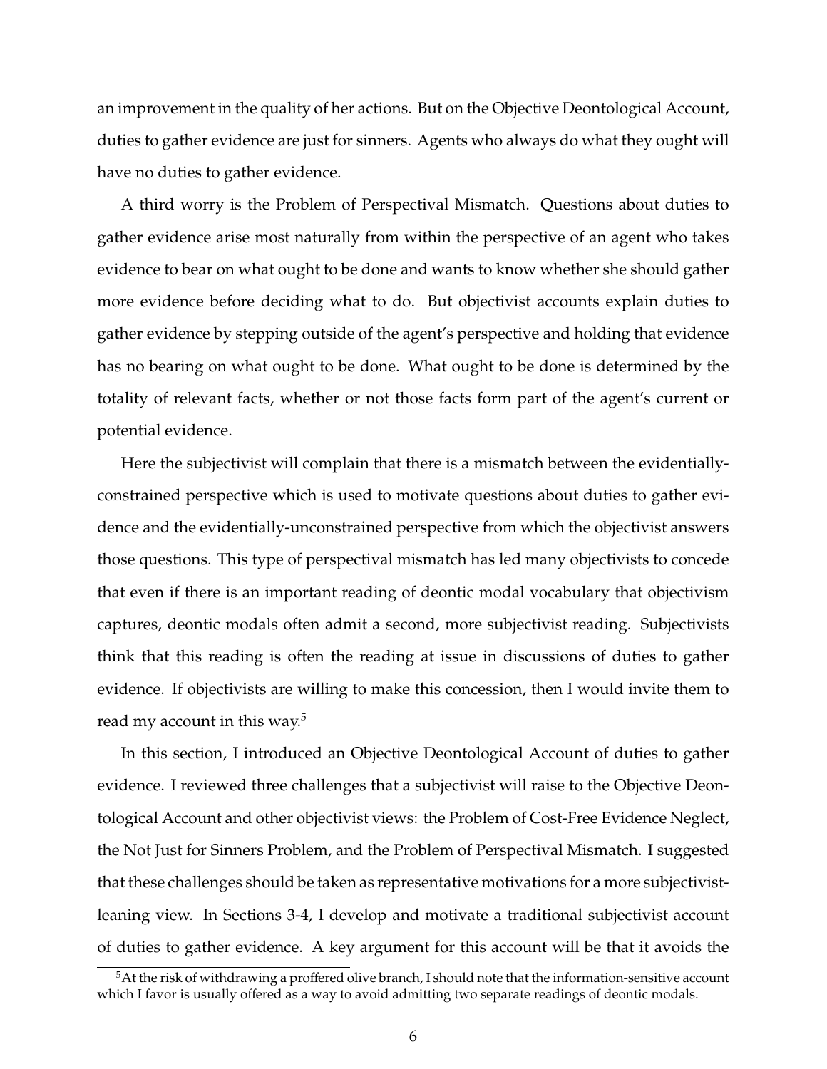an improvement in the quality of her actions. But on the Objective Deontological Account, duties to gather evidence are just for sinners. Agents who always do what they ought will have no duties to gather evidence.

A third worry is the Problem of Perspectival Mismatch. Questions about duties to gather evidence arise most naturally from within the perspective of an agent who takes evidence to bear on what ought to be done and wants to know whether she should gather more evidence before deciding what to do. But objectivist accounts explain duties to gather evidence by stepping outside of the agent's perspective and holding that evidence has no bearing on what ought to be done. What ought to be done is determined by the totality of relevant facts, whether or not those facts form part of the agent's current or potential evidence.

Here the subjectivist will complain that there is a mismatch between the evidentially-constrained perspective which is used to motivate questions about duties to gather evidence and the evidentially-unconstrained perspective from which the objectivist answers those questions. This type of perspectival mismatch has led many objectivists to concede that even if there is an important reading of deontic modal vocabulary that objectivism captures, deontic modals often admit a second, more subjectivist reading. Subjectivists think that this reading is often the reading at issue in discussions of duties to gather evidence. If objectivists are willing to make this concession, then I would invite them to read my account in this way.[5]

In this section, I introduced an Objective Deontological Account of duties to gather evidence. I reviewed three challenges that a subjectivist will raise to the Objective Deontological Account and other objectivist views: the Problem of Cost-Free Evidence Neglect, the Not Just for Sinners Problem, and the Problem of Perspectival Mismatch. I suggested that these challenges should be taken as representative motivations for a more subjectivist-leaning view. In Sections 3-4, I develop and motivate a traditional subjectivist account of duties to gather evidence. A key argument for this account will be that it avoids the

[5] At the risk of withdrawing a proffered olive branch, I should note that the information-sensitive account which I favor is usually offered as a way to avoid admitting two separate readings of deontic modals.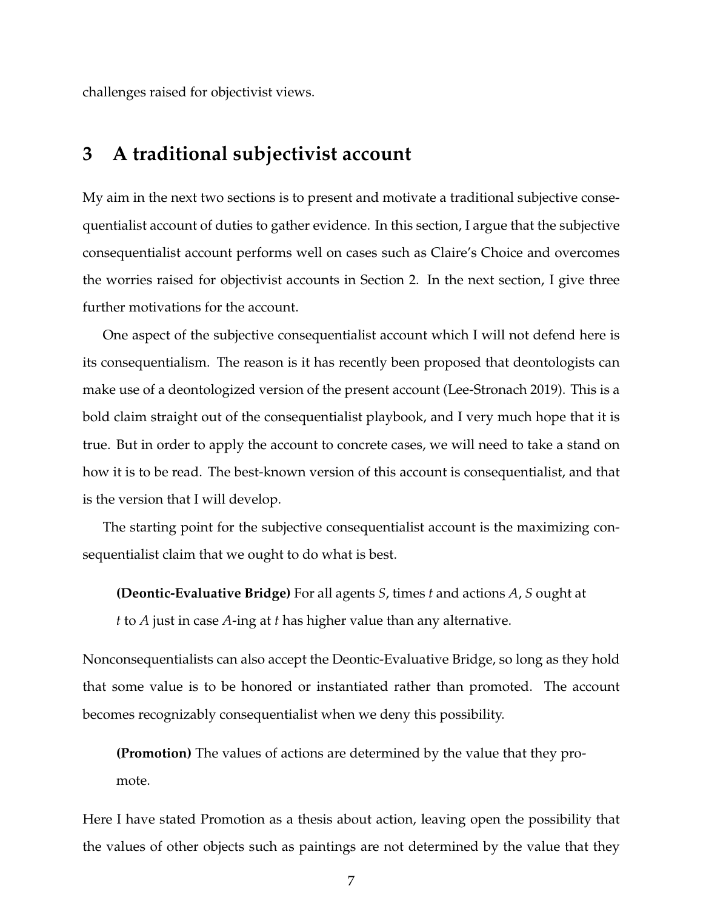challenges raised for objectivist views.

## 3 A traditional subjectivist account

My aim in the next two sections is to present and motivate a traditional subjective consequentialist account of duties to gather evidence. In this section, I argue that the subjective consequentialist account performs well on cases such as Claire's Choice and overcomes the worries raised for objectivist accounts in Section 2. In the next section, I give three further motivations for the account.

One aspect of the subjective consequentialist account which I will not defend here is its consequentialism. The reason is it has recently been proposed that deontologists can make use of a deontologized version of the present account (Lee-Stronach 2019). This is a bold claim straight out of the consequentialist playbook, and I very much hope that it is true. But in order to apply the account to concrete cases, we will need to take a stand on how it is to be read. The best-known version of this account is consequentialist, and that is the version that I will develop.

The starting point for the subjective consequentialist account is the maximizing consequentialist claim that we ought to do what is best.

> **(Deontic-Evaluative Bridge)** For all agents $S$, times $t$ and actions $A$, $S$ ought at $t$ to $A$ just in case $A$-ing at $t$ has higher value than any alternative.

Nonconsequentialists can also accept the Deontic-Evaluative Bridge, so long as they hold that some value is to be honored or instantiated rather than promoted. The account becomes recognizably consequentialist when we deny this possibility.

> **(Promotion)** The values of actions are determined by the value that they promote.

Here I have stated Promotion as a thesis about action, leaving open the possibility that the values of other objects such as paintings are not determined by the value that they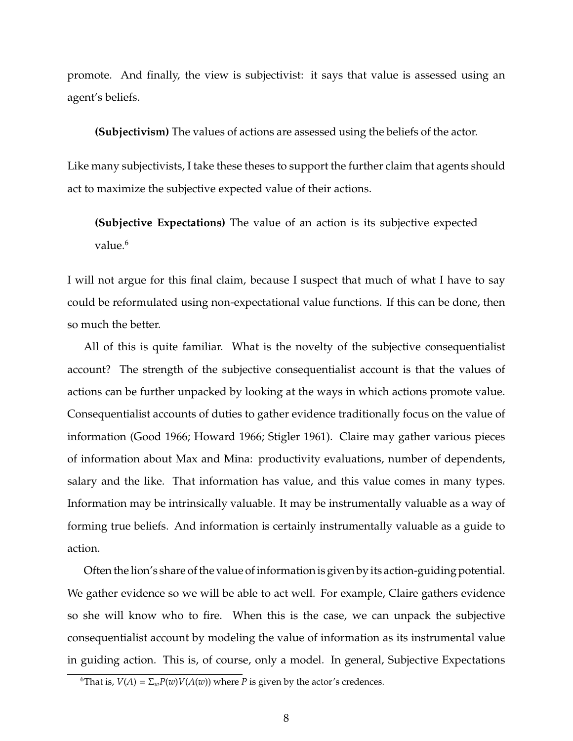promote. And finally, the view is subjectivist: it says that value is assessed using an agent's beliefs.

> **(Subjectivism)** The values of actions are assessed using the beliefs of the actor.

Like many subjectivists, I take these theses to support the further claim that agents should act to maximize the subjective expected value of their actions.

> **(Subjective Expectations)** The value of an action is its subjective expected value.[6]

I will not argue for this final claim, because I suspect that much of what I have to say could be reformulated using non-expectational value functions. If this can be done, then so much the better.

All of this is quite familiar. What is the novelty of the subjective consequentialist account? The strength of the subjective consequentialist account is that the values of actions can be further unpacked by looking at the ways in which actions promote value. Consequentialist accounts of duties to gather evidence traditionally focus on the value of information (Good 1966; Howard 1966; Stigler 1961). Claire may gather various pieces of information about Max and Mina: productivity evaluations, number of dependents, salary and the like. That information has value, and this value comes in many types. Information may be intrinsically valuable. It may be instrumentally valuable as a way of forming true beliefs. And information is certainly instrumentally valuable as a guide to action.

Often the lion's share of the value of information is given by its action-guiding potential. We gather evidence so we will be able to act well. For example, Claire gathers evidence so she will know who to fire. When this is the case, we can unpack the subjective consequentialist account by modeling the value of information as its instrumental value in guiding action. This is, of course, only a model. In general, Subjective Expectations

[6] That is, $V(A) = \Sigma_w P(w)V(A(w))$ where $P$ is given by the actor's credences.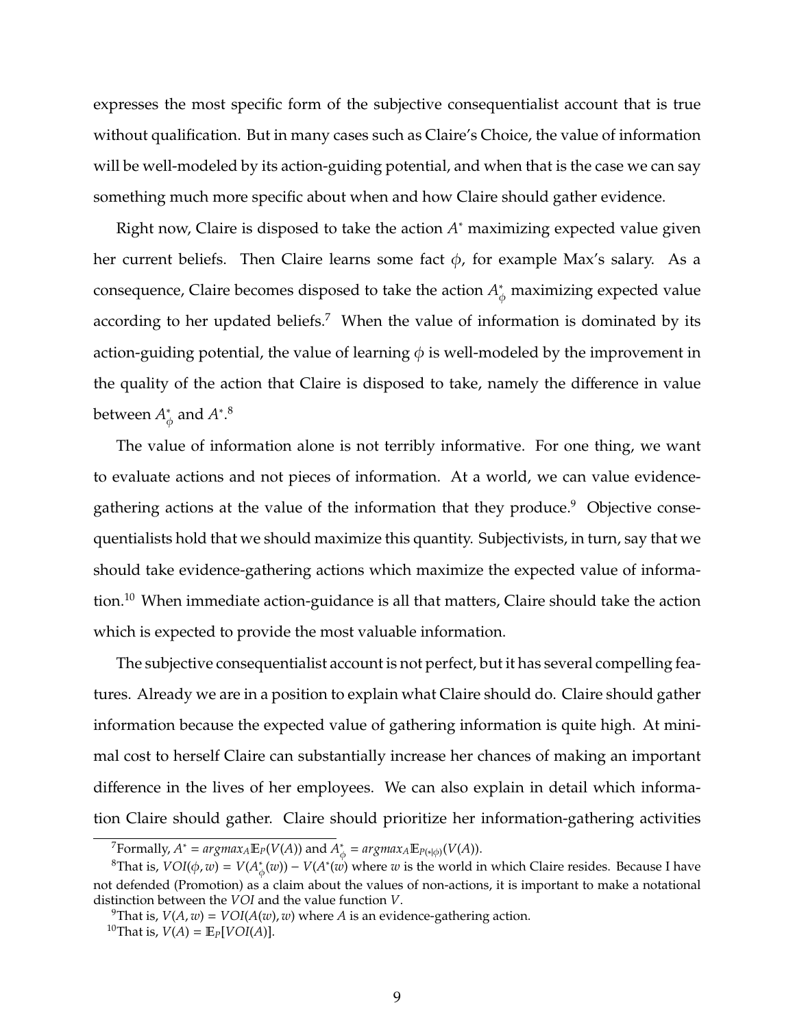expresses the most specific form of the subjective consequentialist account that is true without qualification. But in many cases such as Claire's Choice, the value of information will be well-modeled by its action-guiding potential, and when that is the case we can say something much more specific about when and how Claire should gather evidence.

Right now, Claire is disposed to take the action $A^*$ maximizing expected value given her current beliefs. Then Claire learns some fact $\phi$, for example Max's salary. As a consequence, Claire becomes disposed to take the action $A^*_\phi$ maximizing expected value according to her updated beliefs.[7] When the value of information is dominated by its action-guiding potential, the value of learning $\phi$ is well-modeled by the improvement in the quality of the action that Claire is disposed to take, namely the difference in value between $A^*_\phi$ and $A^*$.[8]

The value of information alone is not terribly informative. For one thing, we want to evaluate actions and not pieces of information. At a world, we can value evidence-gathering actions at the value of the information that they produce.[9] Objective consequentialists hold that we should maximize this quantity. Subjectivists, in turn, say that we should take evidence-gathering actions which maximize the expected value of information.[10] When immediate action-guidance is all that matters, Claire should take the action which is expected to provide the most valuable information.

The subjective consequentialist account is not perfect, but it has several compelling features. Already we are in a position to explain what Claire should do. Claire should gather information because the expected value of gathering information is quite high. At minimal cost to herself Claire can substantially increase her chances of making an important difference in the lives of her employees. We can also explain in detail which information Claire should gather. Claire should prioritize her information-gathering activities

---

[7] Formally, $A^* = argmax_A \mathbb{E}_P(V(A))$ and $A^*_\phi = argmax_A \mathbb{E}_{P(*|\phi)}(V(A))$.

[8] That is, $VOI(\phi, w) = V(A^*_\phi(w)) - V(A^*(w))$ where $w$ is the world in which Claire resides. Because I have not defended (Promotion) as a claim about the values of non-actions, it is important to make a notational distinction between the $VOI$ and the value function $V$.

[9] That is, $V(A, w) = VOI(A(w), w)$ where $A$ is an evidence-gathering action.

[10] That is, $V(A) = \mathbb{E}_P[VOI(A)]$.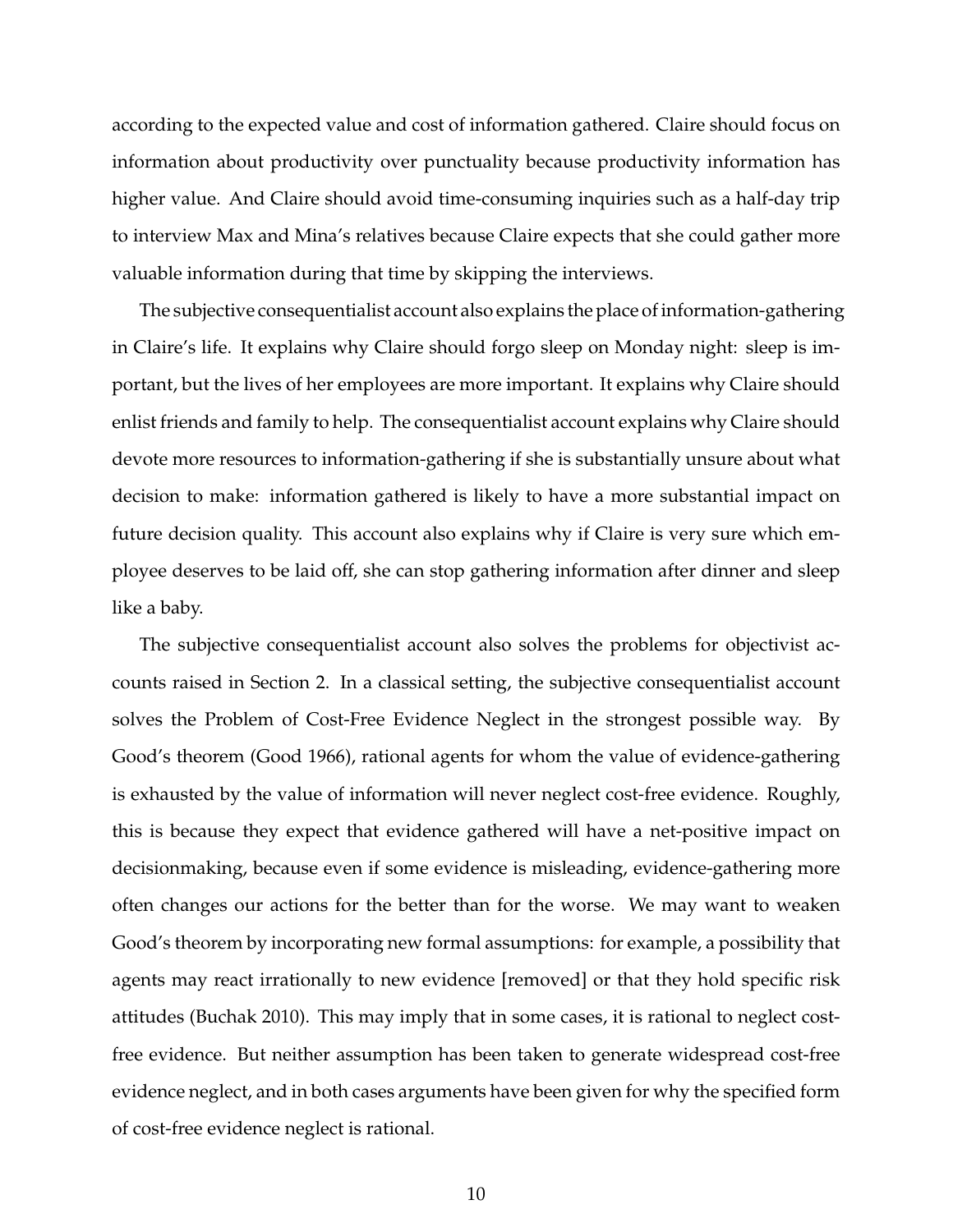according to the expected value and cost of information gathered. Claire should focus on information about productivity over punctuality because productivity information has higher value. And Claire should avoid time-consuming inquiries such as a half-day trip to interview Max and Mina's relatives because Claire expects that she could gather more valuable information during that time by skipping the interviews.

The subjective consequentialist account also explains the place of information-gathering in Claire's life. It explains why Claire should forgo sleep on Monday night: sleep is important, but the lives of her employees are more important. It explains why Claire should enlist friends and family to help. The consequentialist account explains why Claire should devote more resources to information-gathering if she is substantially unsure about what decision to make: information gathered is likely to have a more substantial impact on future decision quality. This account also explains why if Claire is very sure which employee deserves to be laid off, she can stop gathering information after dinner and sleep like a baby.

The subjective consequentialist account also solves the problems for objectivist accounts raised in Section 2. In a classical setting, the subjective consequentialist account solves the Problem of Cost-Free Evidence Neglect in the strongest possible way. By Good's theorem (Good 1966), rational agents for whom the value of evidence-gathering is exhausted by the value of information will never neglect cost-free evidence. Roughly, this is because they expect that evidence gathered will have a net-positive impact on decisionmaking, because even if some evidence is misleading, evidence-gathering more often changes our actions for the better than for the worse. We may want to weaken Good's theorem by incorporating new formal assumptions: for example, a possibility that agents may react irrationally to new evidence [removed] or that they hold specific risk attitudes (Buchak 2010). This may imply that in some cases, it is rational to neglect cost-free evidence. But neither assumption has been taken to generate widespread cost-free evidence neglect, and in both cases arguments have been given for why the specified form of cost-free evidence neglect is rational.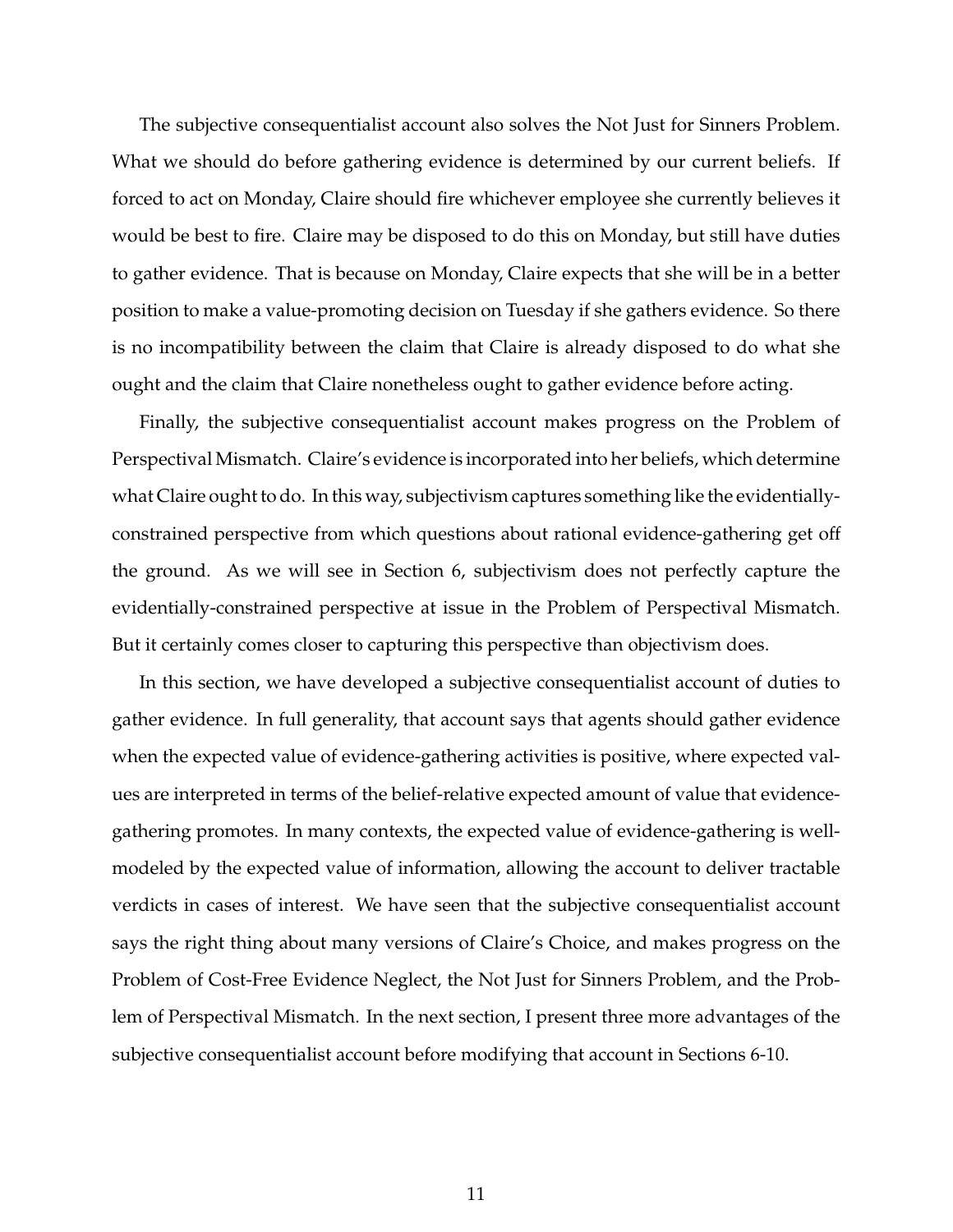The subjective consequentialist account also solves the Not Just for Sinners Problem. What we should do before gathering evidence is determined by our current beliefs. If forced to act on Monday, Claire should fire whichever employee she currently believes it would be best to fire. Claire may be disposed to do this on Monday, but still have duties to gather evidence. That is because on Monday, Claire expects that she will be in a better position to make a value-promoting decision on Tuesday if she gathers evidence. So there is no incompatibility between the claim that Claire is already disposed to do what she ought and the claim that Claire nonetheless ought to gather evidence before acting.

Finally, the subjective consequentialist account makes progress on the Problem of Perspectival Mismatch. Claire's evidence is incorporated into her beliefs, which determine what Claire ought to do. In this way, subjectivism captures something like the evidentially-constrained perspective from which questions about rational evidence-gathering get off the ground. As we will see in Section 6, subjectivism does not perfectly capture the evidentially-constrained perspective at issue in the Problem of Perspectival Mismatch. But it certainly comes closer to capturing this perspective than objectivism does.

In this section, we have developed a subjective consequentialist account of duties to gather evidence. In full generality, that account says that agents should gather evidence when the expected value of evidence-gathering activities is positive, where expected values are interpreted in terms of the belief-relative expected amount of value that evidence-gathering promotes. In many contexts, the expected value of evidence-gathering is well-modeled by the expected value of information, allowing the account to deliver tractable verdicts in cases of interest. We have seen that the subjective consequentialist account says the right thing about many versions of Claire's Choice, and makes progress on the Problem of Cost-Free Evidence Neglect, the Not Just for Sinners Problem, and the Problem of Perspectival Mismatch. In the next section, I present three more advantages of the subjective consequentialist account before modifying that account in Sections 6-10.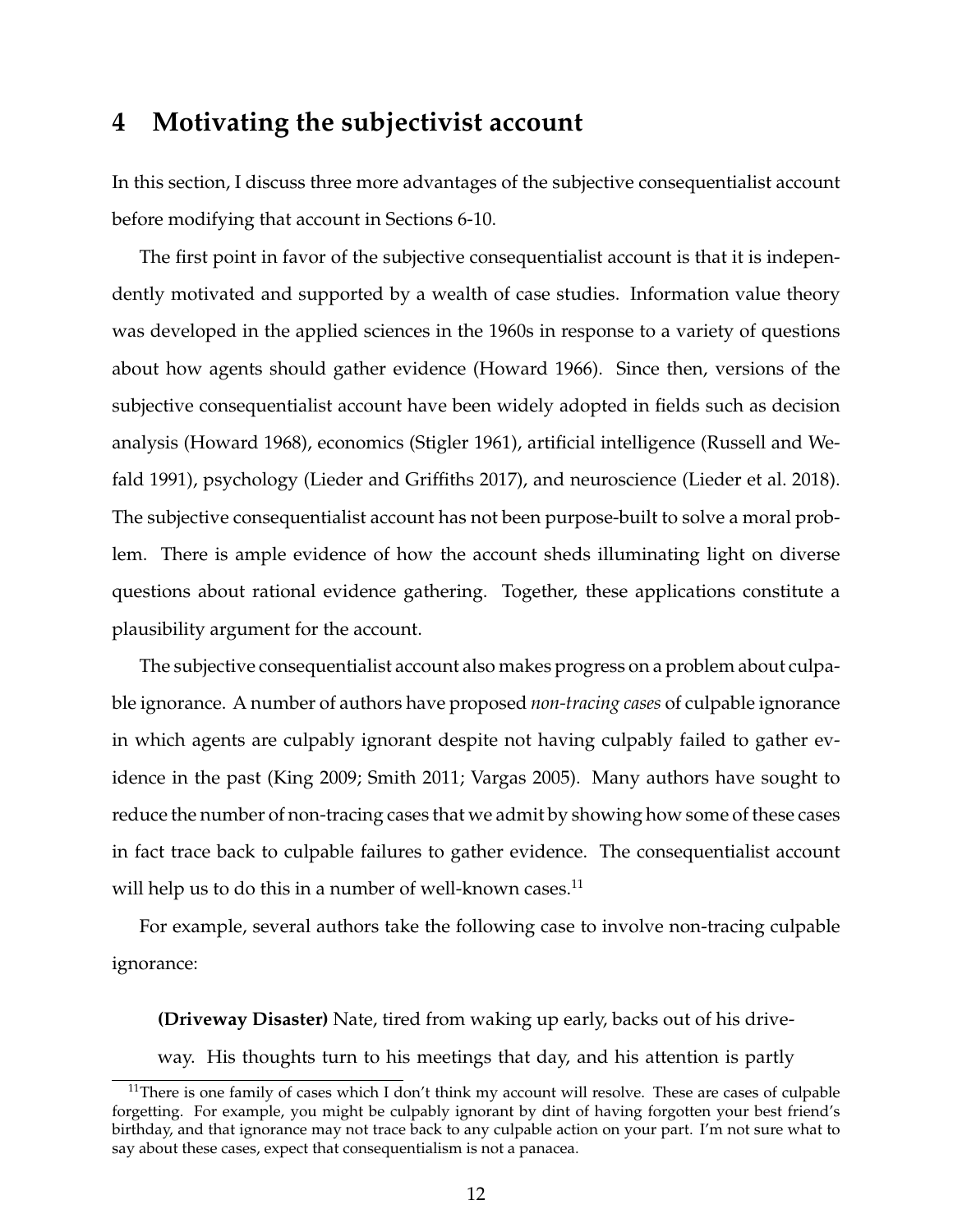## 4 Motivating the subjectivist account

In this section, I discuss three more advantages of the subjective consequentialist account before modifying that account in Sections 6-10.

The first point in favor of the subjective consequentialist account is that it is independently motivated and supported by a wealth of case studies. Information value theory was developed in the applied sciences in the 1960s in response to a variety of questions about how agents should gather evidence (Howard 1966). Since then, versions of the subjective consequentialist account have been widely adopted in fields such as decision analysis (Howard 1968), economics (Stigler 1961), artificial intelligence (Russell and Wefald 1991), psychology (Lieder and Griffiths 2017), and neuroscience (Lieder et al. 2018). The subjective consequentialist account has not been purpose-built to solve a moral problem. There is ample evidence of how the account sheds illuminating light on diverse questions about rational evidence gathering. Together, these applications constitute a plausibility argument for the account.

The subjective consequentialist account also makes progress on a problem about culpable ignorance. A number of authors have proposed *non-tracing cases* of culpable ignorance in which agents are culpably ignorant despite not having culpably failed to gather evidence in the past (King 2009; Smith 2011; Vargas 2005). Many authors have sought to reduce the number of non-tracing cases that we admit by showing how some of these cases in fact trace back to culpable failures to gather evidence. The consequentialist account will help us to do this in a number of well-known cases.[11]

For example, several authors take the following case to involve non-tracing culpable ignorance:

> **(Driveway Disaster)** Nate, tired from waking up early, backs out of his driveway. His thoughts turn to his meetings that day, and his attention is partly

[11] There is one family of cases which I don't think my account will resolve. These are cases of culpable forgetting. For example, you might be culpably ignorant by dint of having forgotten your best friend's birthday, and that ignorance may not trace back to any culpable action on your part. I'm not sure what to say about these cases, expect that consequentialism is not a panacea.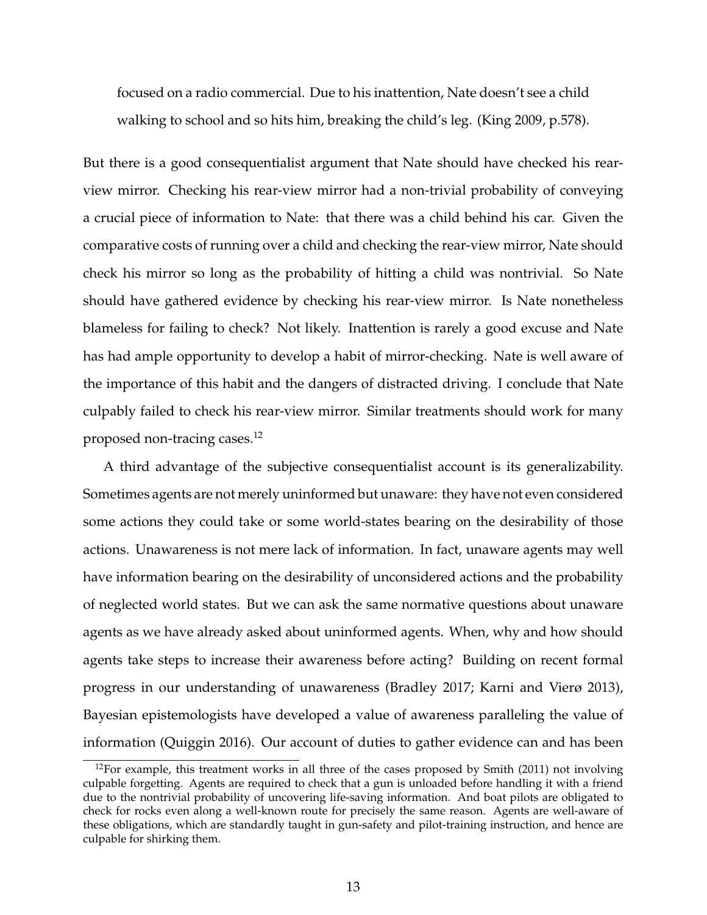focused on a radio commercial. Due to his inattention, Nate doesn't see a child walking to school and so hits him, breaking the child's leg. (King 2009, p.578).

But there is a good consequentialist argument that Nate should have checked his rear-view mirror. Checking his rear-view mirror had a non-trivial probability of conveying a crucial piece of information to Nate: that there was a child behind his car. Given the comparative costs of running over a child and checking the rear-view mirror, Nate should check his mirror so long as the probability of hitting a child was nontrivial. So Nate should have gathered evidence by checking his rear-view mirror. Is Nate nonetheless blameless for failing to check? Not likely. Inattention is rarely a good excuse and Nate has had ample opportunity to develop a habit of mirror-checking. Nate is well aware of the importance of this habit and the dangers of distracted driving. I conclude that Nate culpably failed to check his rear-view mirror. Similar treatments should work for many proposed non-tracing cases.[12]

A third advantage of the subjective consequentialist account is its generalizability. Sometimes agents are not merely uninformed but unaware: they have not even considered some actions they could take or some world-states bearing on the desirability of those actions. Unawareness is not mere lack of information. In fact, unaware agents may well have information bearing on the desirability of unconsidered actions and the probability of neglected world states. But we can ask the same normative questions about unaware agents as we have already asked about uninformed agents. When, why and how should agents take steps to increase their awareness before acting? Building on recent formal progress in our understanding of unawareness (Bradley 2017; Karni and Vierø 2013), Bayesian epistemologists have developed a value of awareness paralleling the value of information (Quiggin 2016). Our account of duties to gather evidence can and has been

[12]For example, this treatment works in all three of the cases proposed by Smith (2011) not involving culpable forgetting. Agents are required to check that a gun is unloaded before handling it with a friend due to the nontrivial probability of uncovering life-saving information. And boat pilots are obligated to check for rocks even along a well-known route for precisely the same reason. Agents are well-aware of these obligations, which are standardly taught in gun-safety and pilot-training instruction, and hence are culpable for shirking them.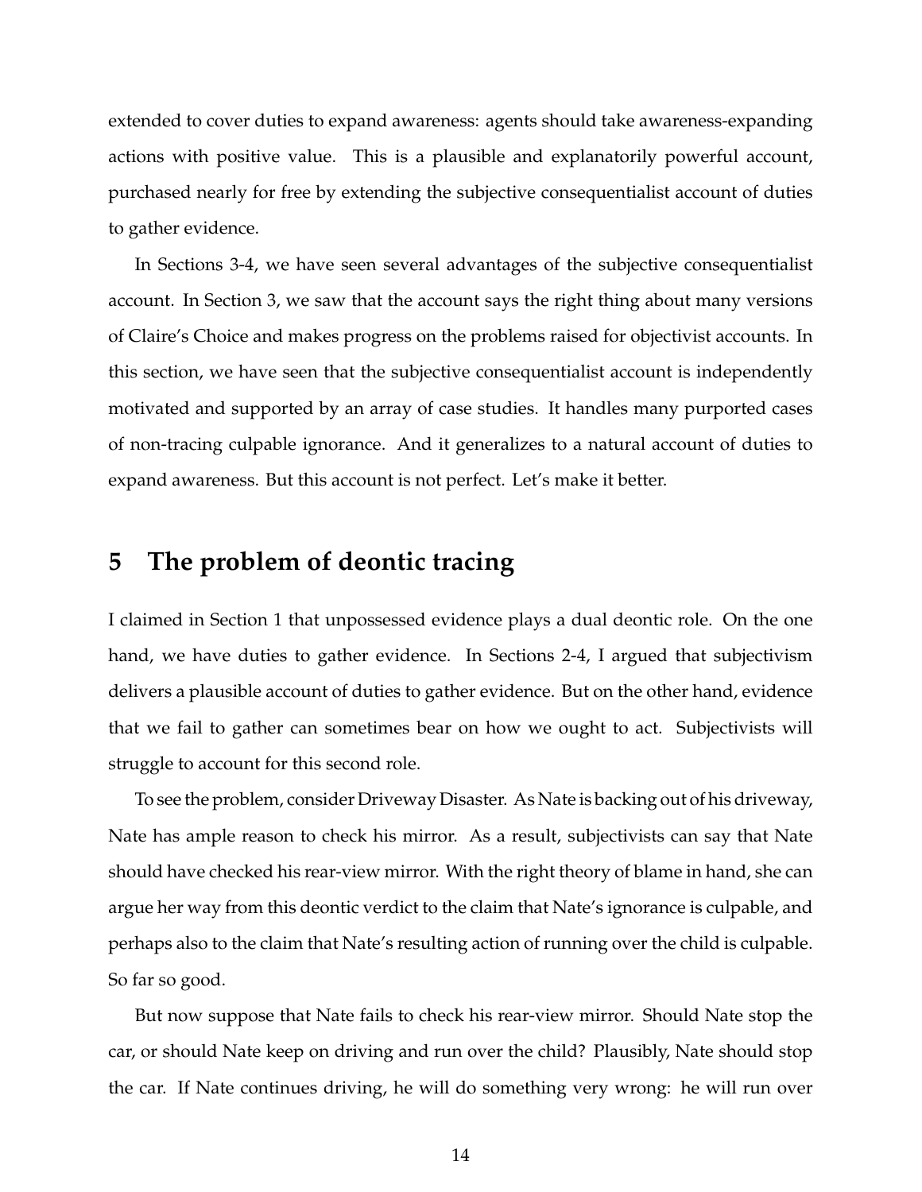extended to cover duties to expand awareness: agents should take awareness-expanding actions with positive value. This is a plausible and explanatorily powerful account, purchased nearly for free by extending the subjective consequentialist account of duties to gather evidence.

In Sections 3-4, we have seen several advantages of the subjective consequentialist account. In Section 3, we saw that the account says the right thing about many versions of Claire's Choice and makes progress on the problems raised for objectivist accounts. In this section, we have seen that the subjective consequentialist account is independently motivated and supported by an array of case studies. It handles many purported cases of non-tracing culpable ignorance. And it generalizes to a natural account of duties to expand awareness. But this account is not perfect. Let's make it better.

## 5 The problem of deontic tracing

I claimed in Section 1 that unpossessed evidence plays a dual deontic role. On the one hand, we have duties to gather evidence. In Sections 2-4, I argued that subjectivism delivers a plausible account of duties to gather evidence. But on the other hand, evidence that we fail to gather can sometimes bear on how we ought to act. Subjectivists will struggle to account for this second role.

To see the problem, consider Driveway Disaster. As Nate is backing out of his driveway, Nate has ample reason to check his mirror. As a result, subjectivists can say that Nate should have checked his rear-view mirror. With the right theory of blame in hand, she can argue her way from this deontic verdict to the claim that Nate's ignorance is culpable, and perhaps also to the claim that Nate's resulting action of running over the child is culpable. So far so good.

But now suppose that Nate fails to check his rear-view mirror. Should Nate stop the car, or should Nate keep on driving and run over the child? Plausibly, Nate should stop the car. If Nate continues driving, he will do something very wrong: he will run over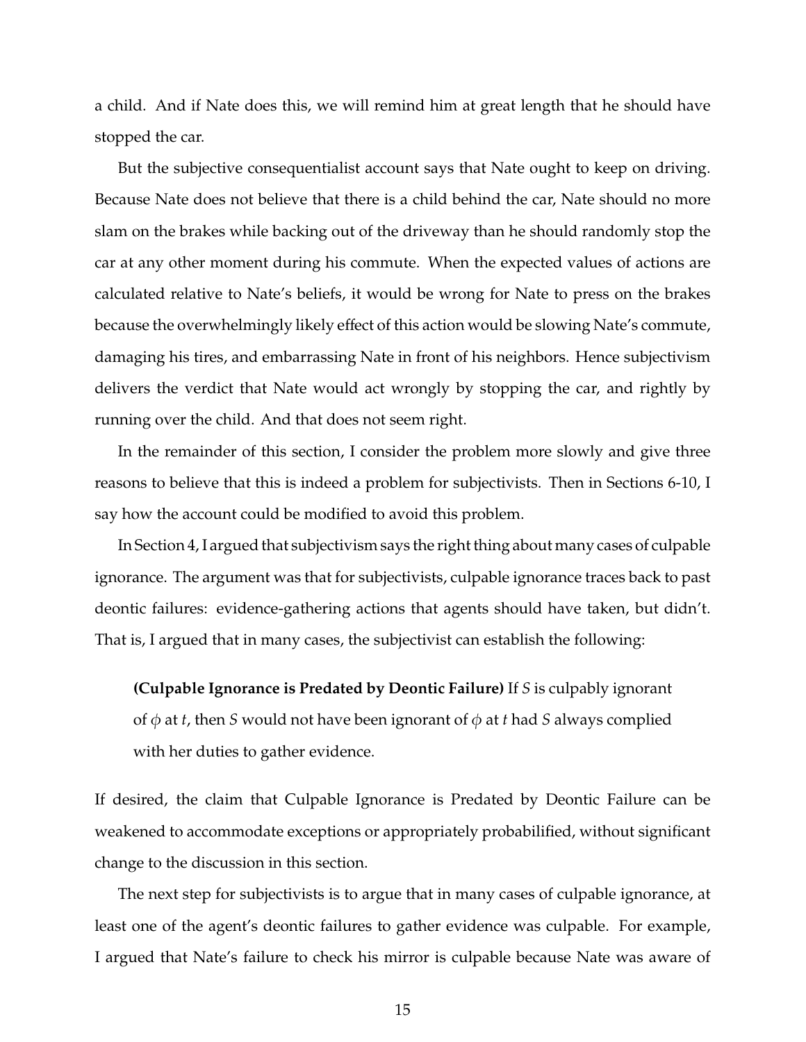a child. And if Nate does this, we will remind him at great length that he should have stopped the car.

But the subjective consequentialist account says that Nate ought to keep on driving. Because Nate does not believe that there is a child behind the car, Nate should no more slam on the brakes while backing out of the driveway than he should randomly stop the car at any other moment during his commute. When the expected values of actions are calculated relative to Nate's beliefs, it would be wrong for Nate to press on the brakes because the overwhelmingly likely effect of this action would be slowing Nate's commute, damaging his tires, and embarrassing Nate in front of his neighbors. Hence subjectivism delivers the verdict that Nate would act wrongly by stopping the car, and rightly by running over the child. And that does not seem right.

In the remainder of this section, I consider the problem more slowly and give three reasons to believe that this is indeed a problem for subjectivists. Then in Sections 6-10, I say how the account could be modified to avoid this problem.

In Section 4, I argued that subjectivism says the right thing about many cases of culpable ignorance. The argument was that for subjectivists, culpable ignorance traces back to past deontic failures: evidence-gathering actions that agents should have taken, but didn't. That is, I argued that in many cases, the subjectivist can establish the following:

> **(Culpable Ignorance is Predated by Deontic Failure)** If *S* is culpably ignorant of $\phi$ at *t*, then *S* would not have been ignorant of $\phi$ at *t* had *S* always complied with her duties to gather evidence.

If desired, the claim that Culpable Ignorance is Predated by Deontic Failure can be weakened to accommodate exceptions or appropriately probabilified, without significant change to the discussion in this section.

The next step for subjectivists is to argue that in many cases of culpable ignorance, at least one of the agent's deontic failures to gather evidence was culpable. For example, I argued that Nate's failure to check his mirror is culpable because Nate was aware of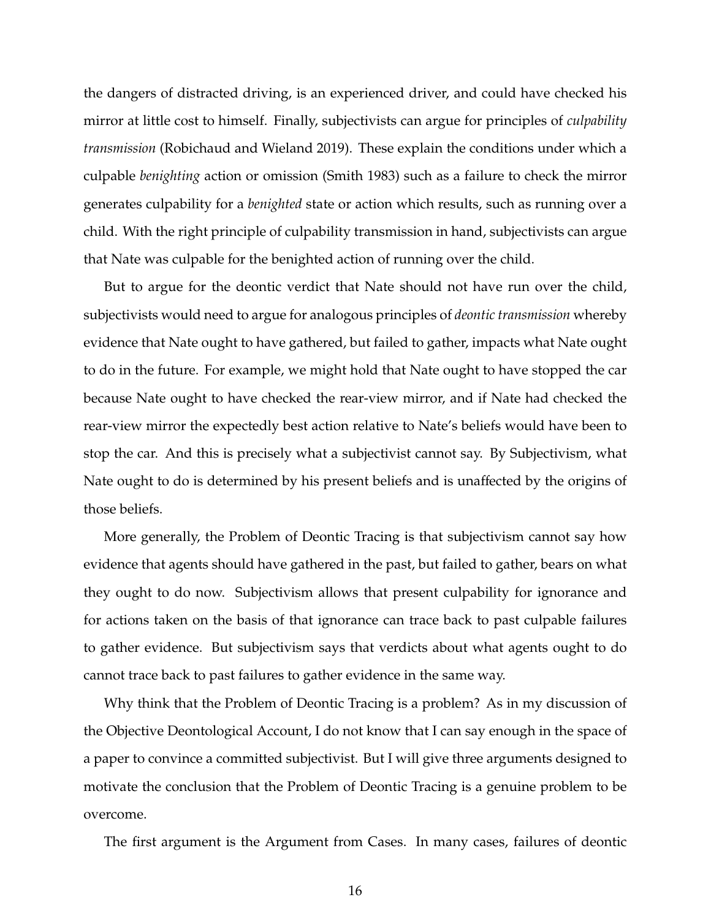the dangers of distracted driving, is an experienced driver, and could have checked his mirror at little cost to himself. Finally, subjectivists can argue for principles of *culpability transmission* (Robichaud and Wieland 2019). These explain the conditions under which a culpable *benighting* action or omission (Smith 1983) such as a failure to check the mirror generates culpability for a *benighted* state or action which results, such as running over a child. With the right principle of culpability transmission in hand, subjectivists can argue that Nate was culpable for the benighted action of running over the child.

But to argue for the deontic verdict that Nate should not have run over the child, subjectivists would need to argue for analogous principles of *deontic transmission* whereby evidence that Nate ought to have gathered, but failed to gather, impacts what Nate ought to do in the future. For example, we might hold that Nate ought to have stopped the car because Nate ought to have checked the rear-view mirror, and if Nate had checked the rear-view mirror the expectedly best action relative to Nate's beliefs would have been to stop the car. And this is precisely what a subjectivist cannot say. By Subjectivism, what Nate ought to do is determined by his present beliefs and is unaffected by the origins of those beliefs.

More generally, the Problem of Deontic Tracing is that subjectivism cannot say how evidence that agents should have gathered in the past, but failed to gather, bears on what they ought to do now. Subjectivism allows that present culpability for ignorance and for actions taken on the basis of that ignorance can trace back to past culpable failures to gather evidence. But subjectivism says that verdicts about what agents ought to do cannot trace back to past failures to gather evidence in the same way.

Why think that the Problem of Deontic Tracing is a problem? As in my discussion of the Objective Deontological Account, I do not know that I can say enough in the space of a paper to convince a committed subjectivist. But I will give three arguments designed to motivate the conclusion that the Problem of Deontic Tracing is a genuine problem to be overcome.

The first argument is the Argument from Cases. In many cases, failures of deontic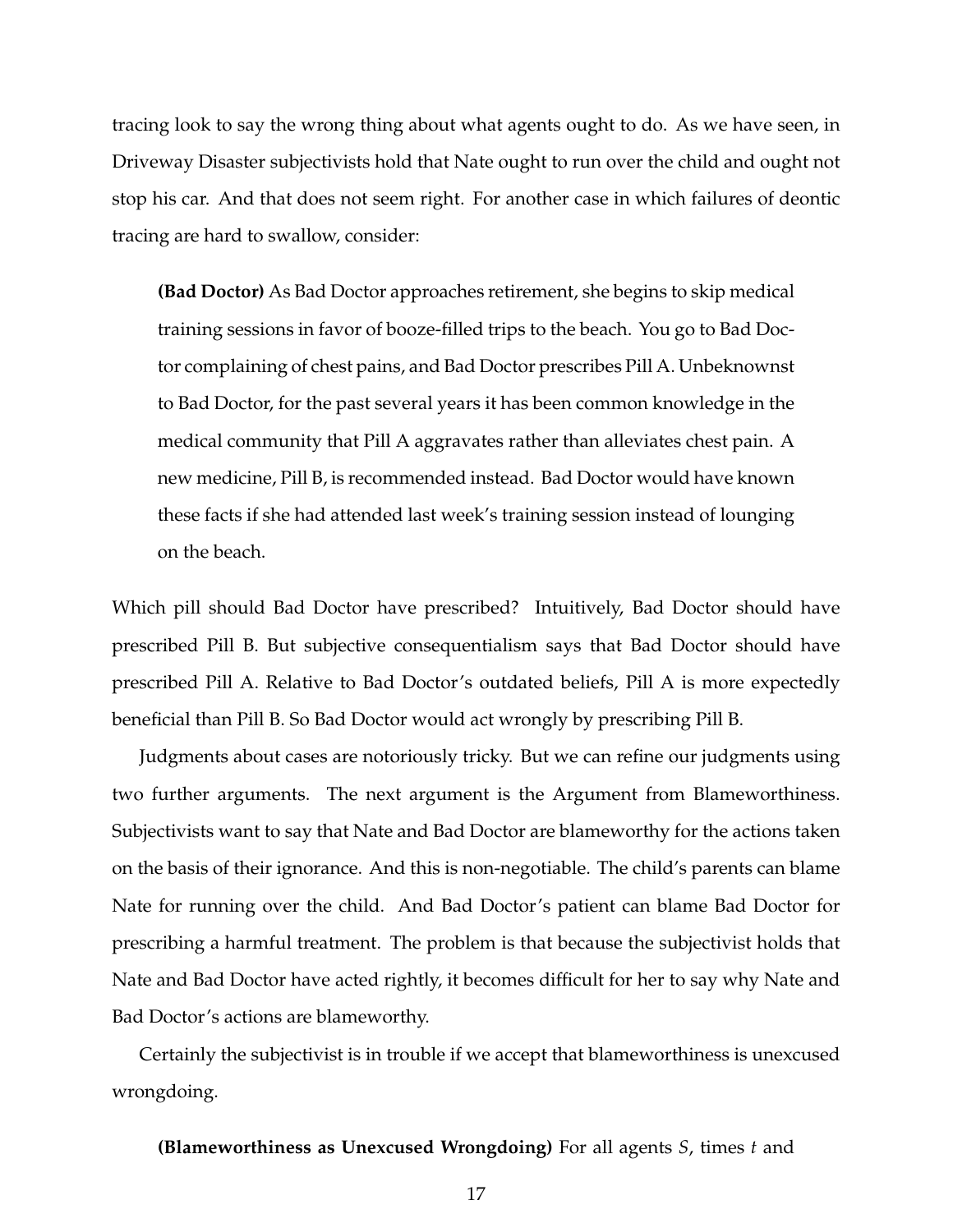tracing look to say the wrong thing about what agents ought to do. As we have seen, in Driveway Disaster subjectivists hold that Nate ought to run over the child and ought not stop his car. And that does not seem right. For another case in which failures of deontic tracing are hard to swallow, consider:

> **(Bad Doctor)** As Bad Doctor approaches retirement, she begins to skip medical training sessions in favor of booze-filled trips to the beach. You go to Bad Doctor complaining of chest pains, and Bad Doctor prescribes Pill A. Unbeknownst to Bad Doctor, for the past several years it has been common knowledge in the medical community that Pill A aggravates rather than alleviates chest pain. A new medicine, Pill B, is recommended instead. Bad Doctor would have known these facts if she had attended last week's training session instead of lounging on the beach.

Which pill should Bad Doctor have prescribed? Intuitively, Bad Doctor should have prescribed Pill B. But subjective consequentialism says that Bad Doctor should have prescribed Pill A. Relative to Bad Doctor's outdated beliefs, Pill A is more expectedly beneficial than Pill B. So Bad Doctor would act wrongly by prescribing Pill B.

Judgments about cases are notoriously tricky. But we can refine our judgments using two further arguments. The next argument is the Argument from Blameworthiness. Subjectivists want to say that Nate and Bad Doctor are blameworthy for the actions taken on the basis of their ignorance. And this is non-negotiable. The child's parents can blame Nate for running over the child. And Bad Doctor's patient can blame Bad Doctor for prescribing a harmful treatment. The problem is that because the subjectivist holds that Nate and Bad Doctor have acted rightly, it becomes difficult for her to say why Nate and Bad Doctor's actions are blameworthy.

Certainly the subjectivist is in trouble if we accept that blameworthiness is unexcused wrongdoing.

> **(Blameworthiness as Unexcused Wrongdoing)** For all agents $S$, times $t$ and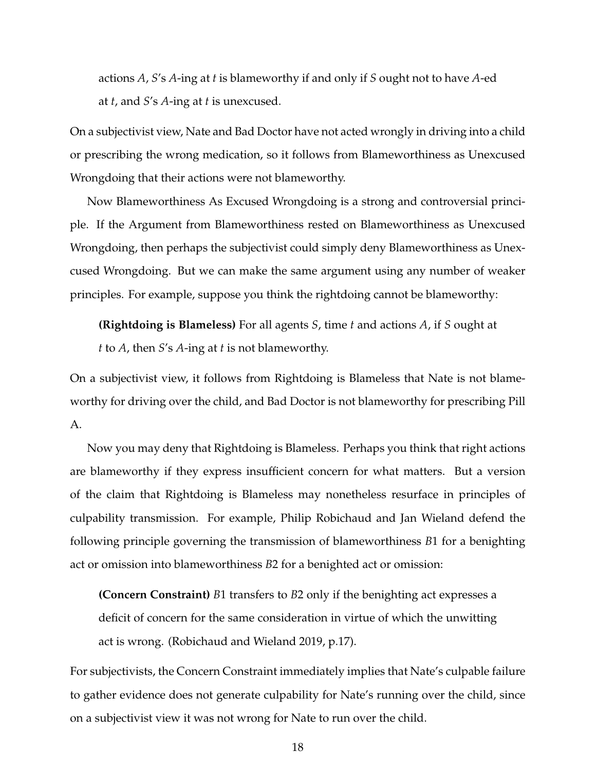actions $A$, $S$'s $A$-ing at $t$ is blameworthy if and only if $S$ ought not to have $A$-ed at $t$, and $S$'s $A$-ing at $t$ is unexcused.

On a subjectivist view, Nate and Bad Doctor have not acted wrongly in driving into a child or prescribing the wrong medication, so it follows from Blameworthiness as Unexcused Wrongdoing that their actions were not blameworthy.

Now Blameworthiness As Excused Wrongdoing is a strong and controversial principle. If the Argument from Blameworthiness rested on Blameworthiness as Unexcused Wrongdoing, then perhaps the subjectivist could simply deny Blameworthiness as Unexcused Wrongdoing. But we can make the same argument using any number of weaker principles. For example, suppose you think the rightdoing cannot be blameworthy:

> **(Rightdoing is Blameless)** For all agents $S$, time $t$ and actions $A$, if $S$ ought at $t$ to $A$, then $S$'s $A$-ing at $t$ is not blameworthy.

On a subjectivist view, it follows from Rightdoing is Blameless that Nate is not blameworthy for driving over the child, and Bad Doctor is not blameworthy for prescribing Pill A.

Now you may deny that Rightdoing is Blameless. Perhaps you think that right actions are blameworthy if they express insufficient concern for what matters. But a version of the claim that Rightdoing is Blameless may nonetheless resurface in principles of culpability transmission. For example, Philip Robichaud and Jan Wieland defend the following principle governing the transmission of blameworthiness $B1$ for a benighting act or omission into blameworthiness $B2$ for a benighted act or omission:

> **(Concern Constraint)** $B1$ transfers to $B2$ only if the benighting act expresses a deficit of concern for the same consideration in virtue of which the unwitting act is wrong. (Robichaud and Wieland 2019, p.17).

For subjectivists, the Concern Constraint immediately implies that Nate's culpable failure to gather evidence does not generate culpability for Nate's running over the child, since on a subjectivist view it was not wrong for Nate to run over the child.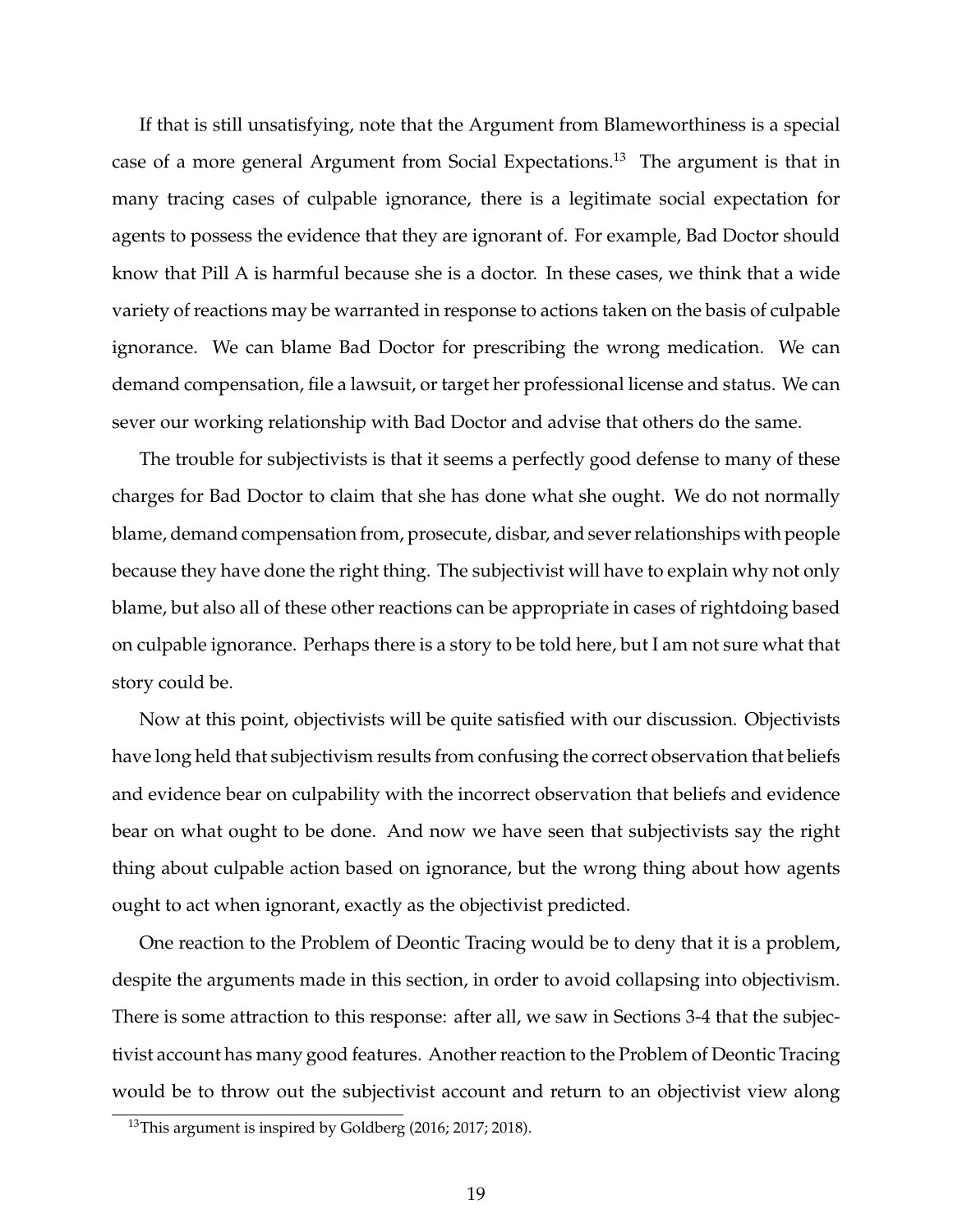If that is still unsatisfying, note that the Argument from Blameworthiness is a special case of a more general Argument from Social Expectations.[13] The argument is that in many tracing cases of culpable ignorance, there is a legitimate social expectation for agents to possess the evidence that they are ignorant of. For example, Bad Doctor should know that Pill A is harmful because she is a doctor. In these cases, we think that a wide variety of reactions may be warranted in response to actions taken on the basis of culpable ignorance. We can blame Bad Doctor for prescribing the wrong medication. We can demand compensation, file a lawsuit, or target her professional license and status. We can sever our working relationship with Bad Doctor and advise that others do the same.

The trouble for subjectivists is that it seems a perfectly good defense to many of these charges for Bad Doctor to claim that she has done what she ought. We do not normally blame, demand compensation from, prosecute, disbar, and sever relationships with people because they have done the right thing. The subjectivist will have to explain why not only blame, but also all of these other reactions can be appropriate in cases of rightdoing based on culpable ignorance. Perhaps there is a story to be told here, but I am not sure what that story could be.

Now at this point, objectivists will be quite satisfied with our discussion. Objectivists have long held that subjectivism results from confusing the correct observation that beliefs and evidence bear on culpability with the incorrect observation that beliefs and evidence bear on what ought to be done. And now we have seen that subjectivists say the right thing about culpable action based on ignorance, but the wrong thing about how agents ought to act when ignorant, exactly as the objectivist predicted.

One reaction to the Problem of Deontic Tracing would be to deny that it is a problem, despite the arguments made in this section, in order to avoid collapsing into objectivism. There is some attraction to this response: after all, we saw in Sections 3-4 that the subjectivist account has many good features. Another reaction to the Problem of Deontic Tracing would be to throw out the subjectivist account and return to an objectivist view along

[13]This argument is inspired by Goldberg (2016; 2017; 2018).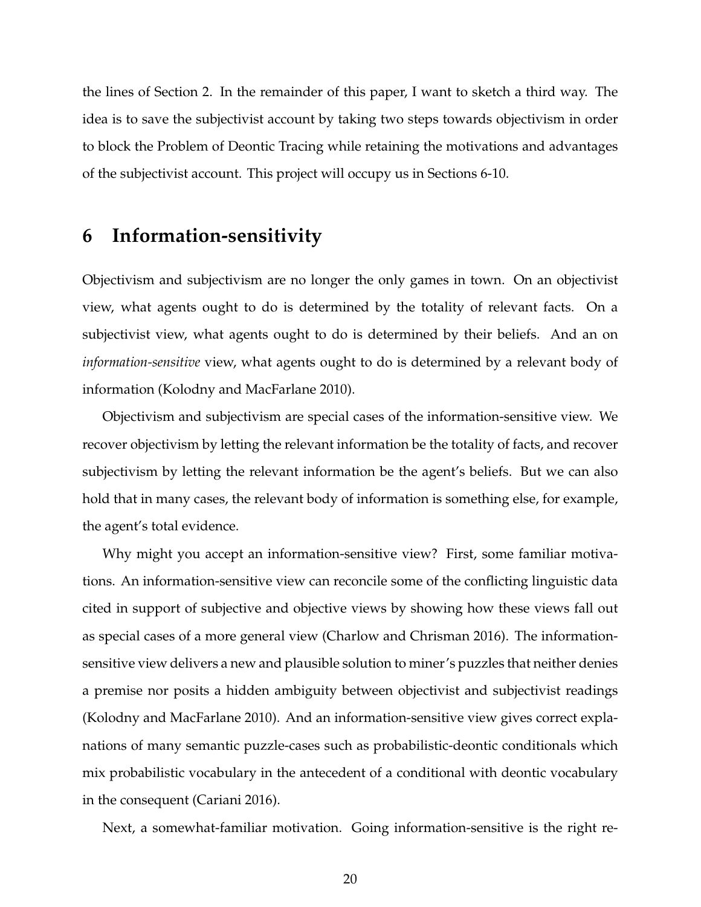the lines of Section 2. In the remainder of this paper, I want to sketch a third way. The idea is to save the subjectivist account by taking two steps towards objectivism in order to block the Problem of Deontic Tracing while retaining the motivations and advantages of the subjectivist account. This project will occupy us in Sections 6-10.

## 6 Information-sensitivity

Objectivism and subjectivism are no longer the only games in town. On an objectivist view, what agents ought to do is determined by the totality of relevant facts. On a subjectivist view, what agents ought to do is determined by their beliefs. And an on *information-sensitive* view, what agents ought to do is determined by a relevant body of information (Kolodny and MacFarlane 2010).

Objectivism and subjectivism are special cases of the information-sensitive view. We recover objectivism by letting the relevant information be the totality of facts, and recover subjectivism by letting the relevant information be the agent's beliefs. But we can also hold that in many cases, the relevant body of information is something else, for example, the agent's total evidence.

Why might you accept an information-sensitive view? First, some familiar motivations. An information-sensitive view can reconcile some of the conflicting linguistic data cited in support of subjective and objective views by showing how these views fall out as special cases of a more general view (Charlow and Chrisman 2016). The information-sensitive view delivers a new and plausible solution to miner's puzzles that neither denies a premise nor posits a hidden ambiguity between objectivist and subjectivist readings (Kolodny and MacFarlane 2010). And an information-sensitive view gives correct explanations of many semantic puzzle-cases such as probabilistic-deontic conditionals which mix probabilistic vocabulary in the antecedent of a conditional with deontic vocabulary in the consequent (Cariani 2016).

Next, a somewhat-familiar motivation. Going information-sensitive is the right re-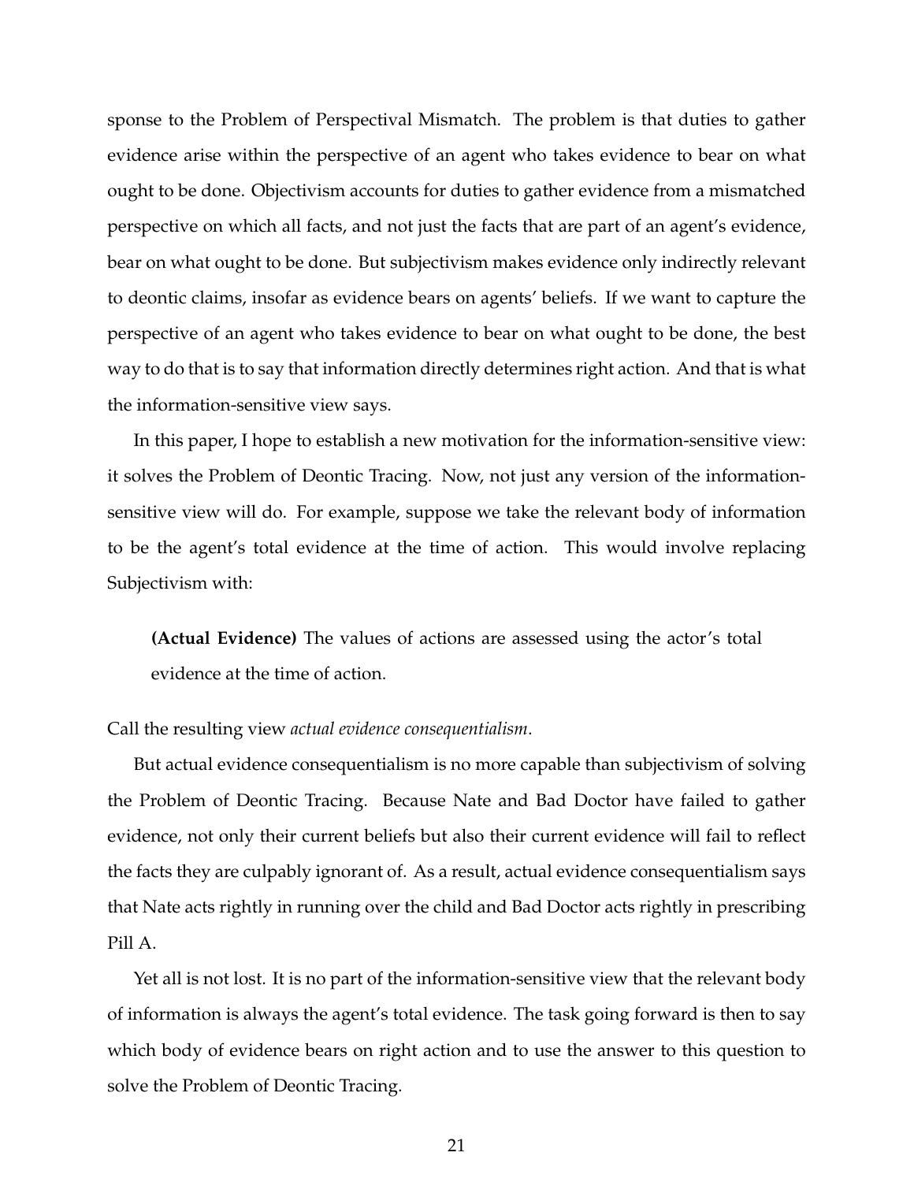sponse to the Problem of Perspectival Mismatch. The problem is that duties to gather evidence arise within the perspective of an agent who takes evidence to bear on what ought to be done. Objectivism accounts for duties to gather evidence from a mismatched perspective on which all facts, and not just the facts that are part of an agent's evidence, bear on what ought to be done. But subjectivism makes evidence only indirectly relevant to deontic claims, insofar as evidence bears on agents' beliefs. If we want to capture the perspective of an agent who takes evidence to bear on what ought to be done, the best way to do that is to say that information directly determines right action. And that is what the information-sensitive view says.

In this paper, I hope to establish a new motivation for the information-sensitive view: it solves the Problem of Deontic Tracing. Now, not just any version of the information-sensitive view will do. For example, suppose we take the relevant body of information to be the agent's total evidence at the time of action. This would involve replacing Subjectivism with:

> **(Actual Evidence)** The values of actions are assessed using the actor's total evidence at the time of action.

Call the resulting view *actual evidence consequentialism*.

But actual evidence consequentialism is no more capable than subjectivism of solving the Problem of Deontic Tracing. Because Nate and Bad Doctor have failed to gather evidence, not only their current beliefs but also their current evidence will fail to reflect the facts they are culpably ignorant of. As a result, actual evidence consequentialism says that Nate acts rightly in running over the child and Bad Doctor acts rightly in prescribing Pill A.

Yet all is not lost. It is no part of the information-sensitive view that the relevant body of information is always the agent's total evidence. The task going forward is then to say which body of evidence bears on right action and to use the answer to this question to solve the Problem of Deontic Tracing.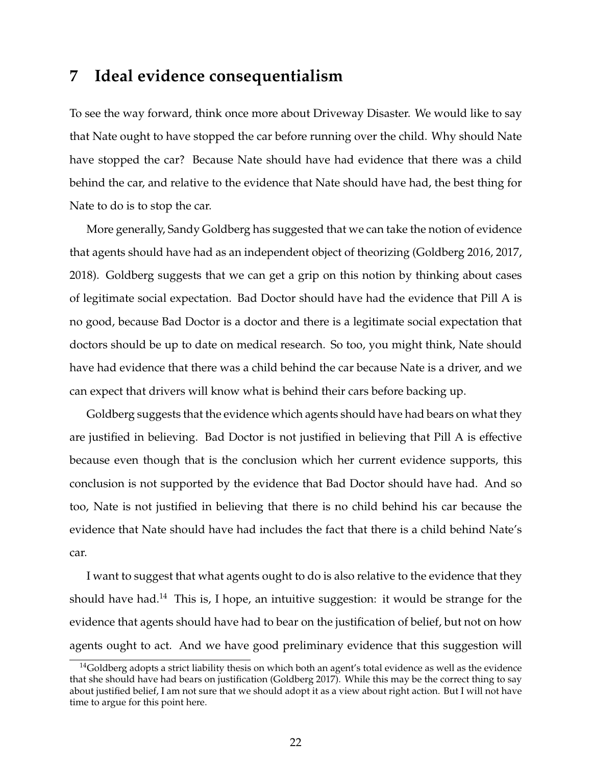## 7 Ideal evidence consequentialism

To see the way forward, think once more about Driveway Disaster. We would like to say that Nate ought to have stopped the car before running over the child. Why should Nate have stopped the car? Because Nate should have had evidence that there was a child behind the car, and relative to the evidence that Nate should have had, the best thing for Nate to do is to stop the car.

More generally, Sandy Goldberg has suggested that we can take the notion of evidence that agents should have had as an independent object of theorizing (Goldberg 2016, 2017, 2018). Goldberg suggests that we can get a grip on this notion by thinking about cases of legitimate social expectation. Bad Doctor should have had the evidence that Pill A is no good, because Bad Doctor is a doctor and there is a legitimate social expectation that doctors should be up to date on medical research. So too, you might think, Nate should have had evidence that there was a child behind the car because Nate is a driver, and we can expect that drivers will know what is behind their cars before backing up.

Goldberg suggests that the evidence which agents should have had bears on what they are justified in believing. Bad Doctor is not justified in believing that Pill A is effective because even though that is the conclusion which her current evidence supports, this conclusion is not supported by the evidence that Bad Doctor should have had. And so too, Nate is not justified in believing that there is no child behind his car because the evidence that Nate should have had includes the fact that there is a child behind Nate's car.

I want to suggest that what agents ought to do is also relative to the evidence that they should have had.[14] This is, I hope, an intuitive suggestion: it would be strange for the evidence that agents should have had to bear on the justification of belief, but not on how agents ought to act. And we have good preliminary evidence that this suggestion will

[14] Goldberg adopts a strict liability thesis on which both an agent's total evidence as well as the evidence that she should have had bears on justification (Goldberg 2017). While this may be the correct thing to say about justified belief, I am not sure that we should adopt it as a view about right action. But I will not have time to argue for this point here.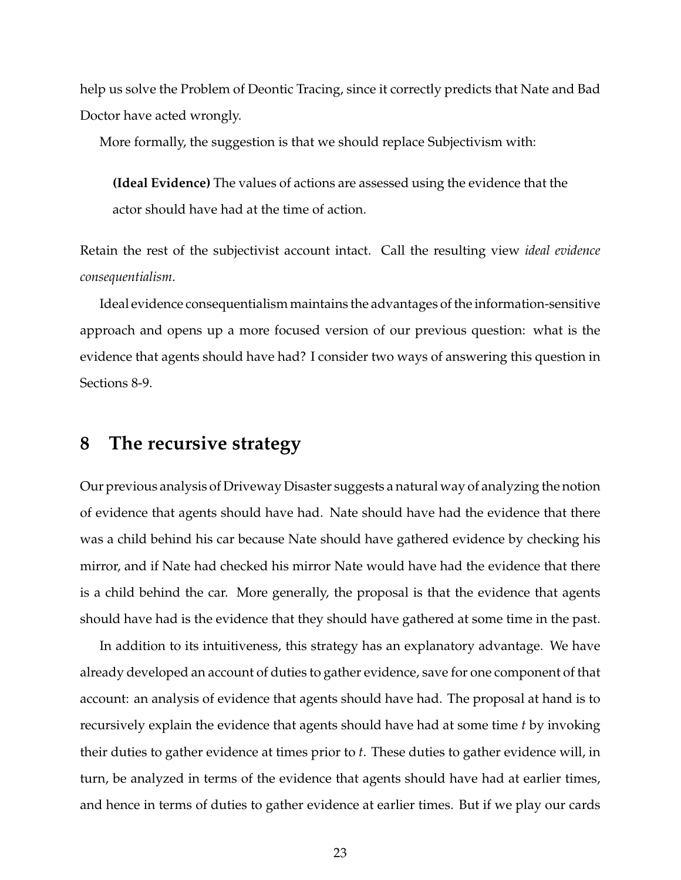help us solve the Problem of Deontic Tracing, since it correctly predicts that Nate and Bad Doctor have acted wrongly.

More formally, the suggestion is that we should replace Subjectivism with:

> **(Ideal Evidence)** The values of actions are assessed using the evidence that the actor should have had at the time of action.

Retain the rest of the subjectivist account intact. Call the resulting view *ideal evidence consequentialism*.

Ideal evidence consequentialism maintains the advantages of the information-sensitive approach and opens up a more focused version of our previous question: what is the evidence that agents should have had? I consider two ways of answering this question in Sections 8-9.

## 8 The recursive strategy

Our previous analysis of Driveway Disaster suggests a natural way of analyzing the notion of evidence that agents should have had. Nate should have had the evidence that there was a child behind his car because Nate should have gathered evidence by checking his mirror, and if Nate had checked his mirror Nate would have had the evidence that there is a child behind the car. More generally, the proposal is that the evidence that agents should have had is the evidence that they should have gathered at some time in the past.

In addition to its intuitiveness, this strategy has an explanatory advantage. We have already developed an account of duties to gather evidence, save for one component of that account: an analysis of evidence that agents should have had. The proposal at hand is to recursively explain the evidence that agents should have had at some time *t* by invoking their duties to gather evidence at times prior to *t*. These duties to gather evidence will, in turn, be analyzed in terms of the evidence that agents should have had at earlier times, and hence in terms of duties to gather evidence at earlier times. But if we play our cards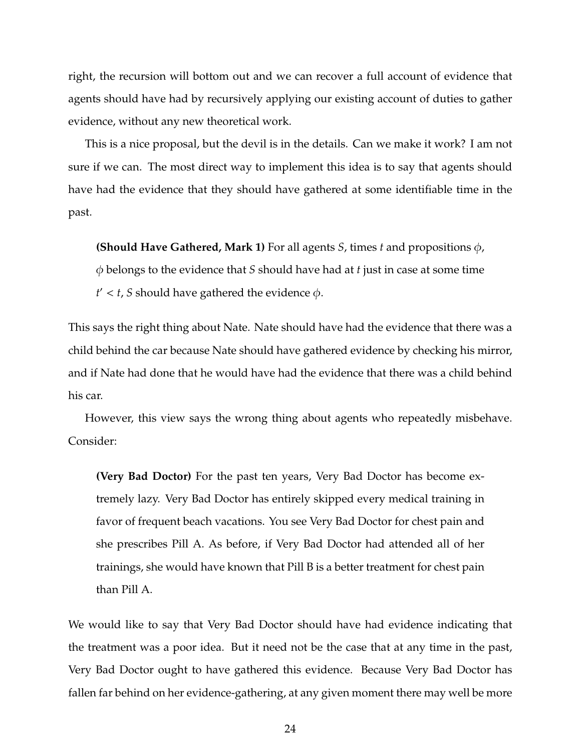right, the recursion will bottom out and we can recover a full account of evidence that agents should have had by recursively applying our existing account of duties to gather evidence, without any new theoretical work.

This is a nice proposal, but the devil is in the details. Can we make it work? I am not sure if we can. The most direct way to implement this idea is to say that agents should have had the evidence that they should have gathered at some identifiable time in the past.

> **(Should Have Gathered, Mark 1)** For all agents $S$, times $t$ and propositions $\phi$, $\phi$ belongs to the evidence that $S$ should have had at $t$ just in case at some time $t' < t$, $S$ should have gathered the evidence $\phi$.

This says the right thing about Nate. Nate should have had the evidence that there was a child behind the car because Nate should have gathered evidence by checking his mirror, and if Nate had done that he would have had the evidence that there was a child behind his car.

However, this view says the wrong thing about agents who repeatedly misbehave. Consider:

> **(Very Bad Doctor)** For the past ten years, Very Bad Doctor has become extremely lazy. Very Bad Doctor has entirely skipped every medical training in favor of frequent beach vacations. You see Very Bad Doctor for chest pain and she prescribes Pill A. As before, if Very Bad Doctor had attended all of her trainings, she would have known that Pill B is a better treatment for chest pain than Pill A.

We would like to say that Very Bad Doctor should have had evidence indicating that the treatment was a poor idea. But it need not be the case that at any time in the past, Very Bad Doctor ought to have gathered this evidence. Because Very Bad Doctor has fallen far behind on her evidence-gathering, at any given moment there may well be more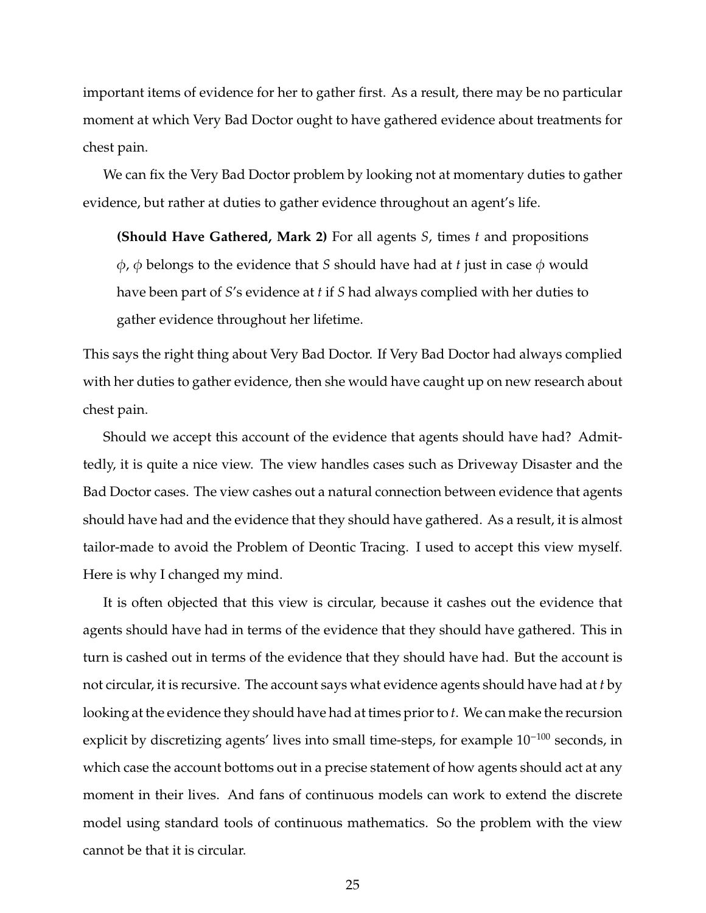important items of evidence for her to gather first. As a result, there may be no particular moment at which Very Bad Doctor ought to have gathered evidence about treatments for chest pain.

We can fix the Very Bad Doctor problem by looking not at momentary duties to gather evidence, but rather at duties to gather evidence throughout an agent's life.

> **(Should Have Gathered, Mark 2)** For all agents $S$, times $t$ and propositions $\phi$, $\phi$ belongs to the evidence that $S$ should have had at $t$ just in case $\phi$ would have been part of $S$'s evidence at $t$ if $S$ had always complied with her duties to gather evidence throughout her lifetime.

This says the right thing about Very Bad Doctor. If Very Bad Doctor had always complied with her duties to gather evidence, then she would have caught up on new research about chest pain.

Should we accept this account of the evidence that agents should have had? Admittedly, it is quite a nice view. The view handles cases such as Driveway Disaster and the Bad Doctor cases. The view cashes out a natural connection between evidence that agents should have had and the evidence that they should have gathered. As a result, it is almost tailor-made to avoid the Problem of Deontic Tracing. I used to accept this view myself. Here is why I changed my mind.

It is often objected that this view is circular, because it cashes out the evidence that agents should have had in terms of the evidence that they should have gathered. This in turn is cashed out in terms of the evidence that they should have had. But the account is not circular, it is recursive. The account says what evidence agents should have had at $t$ by looking at the evidence they should have had at times prior to $t$. We can make the recursion explicit by discretizing agents' lives into small time-steps, for example $10^{-100}$ seconds, in which case the account bottoms out in a precise statement of how agents should act at any moment in their lives. And fans of continuous models can work to extend the discrete model using standard tools of continuous mathematics. So the problem with the view cannot be that it is circular.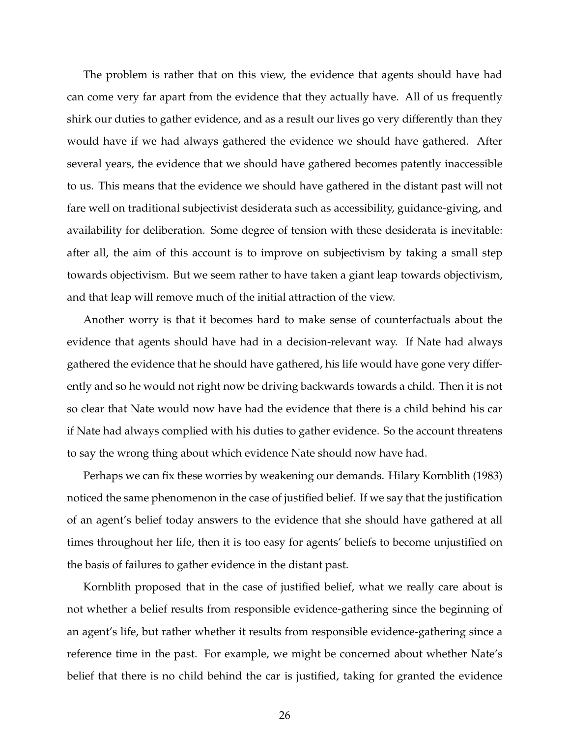The problem is rather that on this view, the evidence that agents should have had can come very far apart from the evidence that they actually have. All of us frequently shirk our duties to gather evidence, and as a result our lives go very differently than they would have if we had always gathered the evidence we should have gathered. After several years, the evidence that we should have gathered becomes patently inaccessible to us. This means that the evidence we should have gathered in the distant past will not fare well on traditional subjectivist desiderata such as accessibility, guidance-giving, and availability for deliberation. Some degree of tension with these desiderata is inevitable: after all, the aim of this account is to improve on subjectivism by taking a small step towards objectivism. But we seem rather to have taken a giant leap towards objectivism, and that leap will remove much of the initial attraction of the view.

Another worry is that it becomes hard to make sense of counterfactuals about the evidence that agents should have had in a decision-relevant way. If Nate had always gathered the evidence that he should have gathered, his life would have gone very differently and so he would not right now be driving backwards towards a child. Then it is not so clear that Nate would now have had the evidence that there is a child behind his car if Nate had always complied with his duties to gather evidence. So the account threatens to say the wrong thing about which evidence Nate should now have had.

Perhaps we can fix these worries by weakening our demands. Hilary Kornblith (1983) noticed the same phenomenon in the case of justified belief. If we say that the justification of an agent's belief today answers to the evidence that she should have gathered at all times throughout her life, then it is too easy for agents' beliefs to become unjustified on the basis of failures to gather evidence in the distant past.

Kornblith proposed that in the case of justified belief, what we really care about is not whether a belief results from responsible evidence-gathering since the beginning of an agent's life, but rather whether it results from responsible evidence-gathering since a reference time in the past. For example, we might be concerned about whether Nate's belief that there is no child behind the car is justified, taking for granted the evidence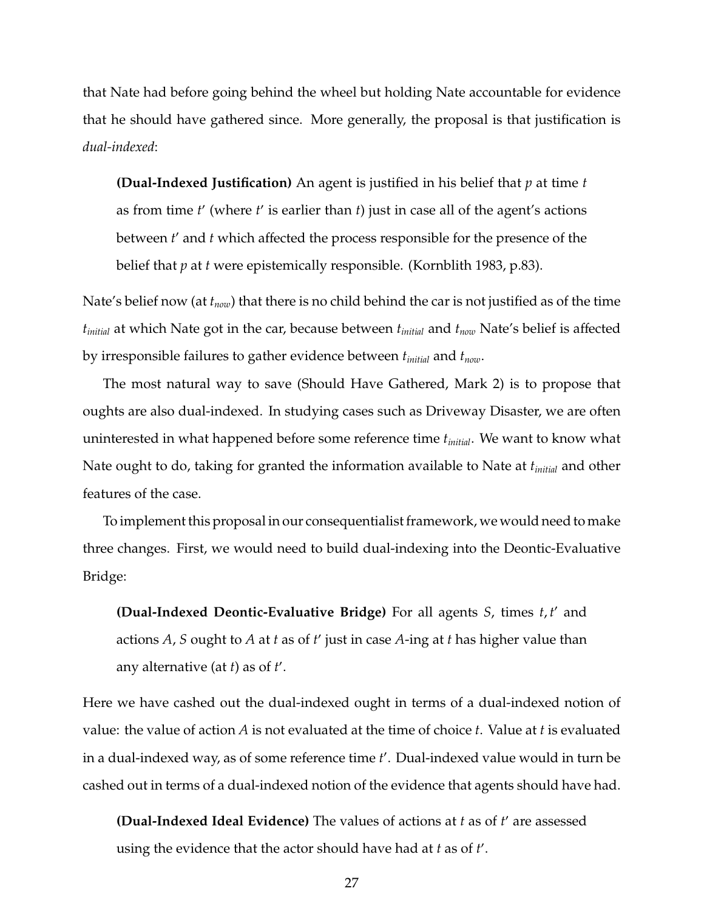that Nate had before going behind the wheel but holding Nate accountable for evidence that he should have gathered since. More generally, the proposal is that justification is *dual-indexed*:

> **(Dual-Indexed Justification)** An agent is justified in his belief that $p$ at time $t$ as from time $t'$ (where $t'$ is earlier than $t$) just in case all of the agent's actions between $t'$ and $t$ which affected the process responsible for the presence of the belief that $p$ at $t$ were epistemically responsible. (Kornblith 1983, p.83).

Nate's belief now (at $t_{now}$) that there is no child behind the car is not justified as of the time $t_{initial}$ at which Nate got in the car, because between $t_{initial}$ and $t_{now}$ Nate's belief is affected by irresponsible failures to gather evidence between $t_{initial}$ and $t_{now}$.

The most natural way to save (Should Have Gathered, Mark 2) is to propose that oughts are also dual-indexed. In studying cases such as Driveway Disaster, we are often uninterested in what happened before some reference time $t_{initial}$. We want to know what Nate ought to do, taking for granted the information available to Nate at $t_{initial}$ and other features of the case.

To implement this proposal in our consequentialist framework, we would need to make three changes. First, we would need to build dual-indexing into the Deontic-Evaluative Bridge:

> **(Dual-Indexed Deontic-Evaluative Bridge)** For all agents $S$, times $t, t'$ and actions $A$, $S$ ought to $A$ at $t$ as of $t'$ just in case $A$-ing at $t$ has higher value than any alternative (at $t$) as of $t'$.

Here we have cashed out the dual-indexed ought in terms of a dual-indexed notion of value: the value of action $A$ is not evaluated at the time of choice $t$. Value at $t$ is evaluated in a dual-indexed way, as of some reference time $t'$. Dual-indexed value would in turn be cashed out in terms of a dual-indexed notion of the evidence that agents should have had.

> **(Dual-Indexed Ideal Evidence)** The values of actions at $t$ as of $t'$ are assessed using the evidence that the actor should have had at $t$ as of $t'$.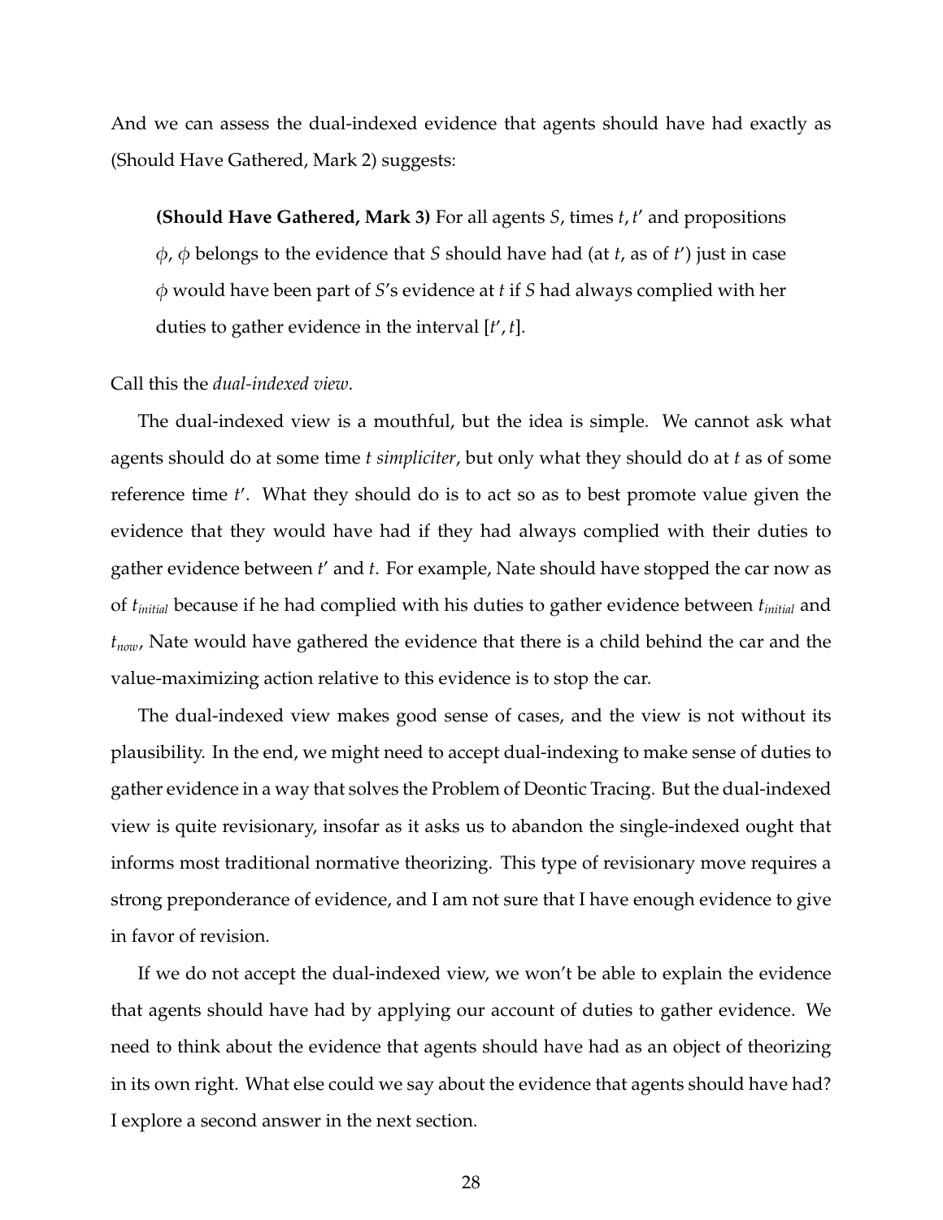And we can assess the dual-indexed evidence that agents should have had exactly as (Should Have Gathered, Mark 2) suggests:

> **(Should Have Gathered, Mark 3)** For all agents $S$, times $t, t'$ and propositions $\phi$, $\phi$ belongs to the evidence that $S$ should have had (at $t$, as of $t'$) just in case $\phi$ would have been part of $S$'s evidence at $t$ if $S$ had always complied with her duties to gather evidence in the interval $[t', t]$.

Call this the *dual-indexed view*.

The dual-indexed view is a mouthful, but the idea is simple. We cannot ask what agents should do at some time *t simpliciter*, but only what they should do at $t$ as of some reference time $t'$. What they should do is to act so as to best promote value given the evidence that they would have had if they had always complied with their duties to gather evidence between $t'$ and $t$. For example, Nate should have stopped the car now as of $t_{initial}$ because if he had complied with his duties to gather evidence between $t_{initial}$ and $t_{now}$, Nate would have gathered the evidence that there is a child behind the car and the value-maximizing action relative to this evidence is to stop the car.

The dual-indexed view makes good sense of cases, and the view is not without its plausibility. In the end, we might need to accept dual-indexing to make sense of duties to gather evidence in a way that solves the Problem of Deontic Tracing. But the dual-indexed view is quite revisionary, insofar as it asks us to abandon the single-indexed ought that informs most traditional normative theorizing. This type of revisionary move requires a strong preponderance of evidence, and I am not sure that I have enough evidence to give in favor of revision.

If we do not accept the dual-indexed view, we won't be able to explain the evidence that agents should have had by applying our account of duties to gather evidence. We need to think about the evidence that agents should have had as an object of theorizing in its own right. What else could we say about the evidence that agents should have had? I explore a second answer in the next section.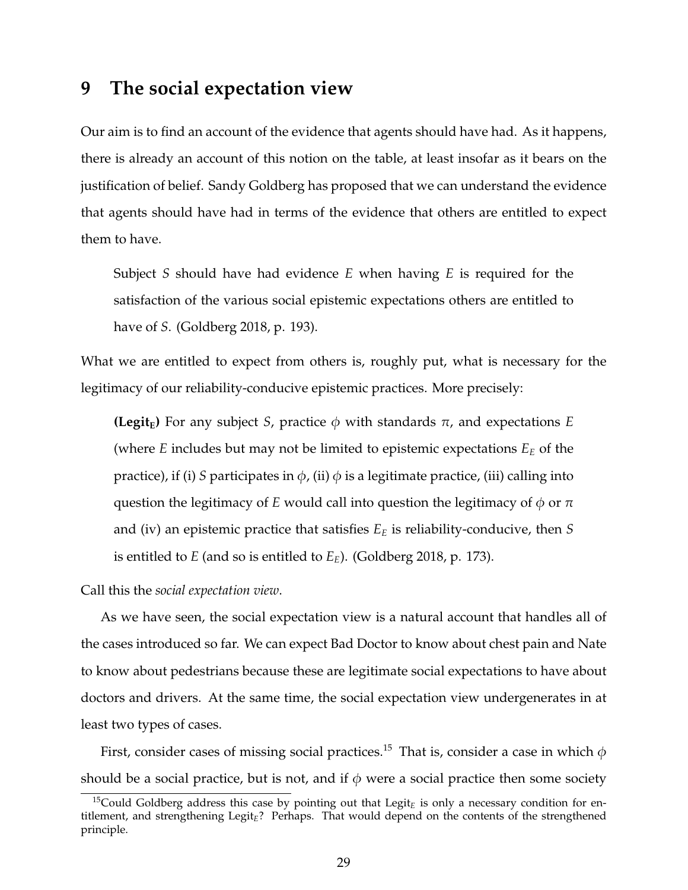## 9 The social expectation view

Our aim is to find an account of the evidence that agents should have had. As it happens, there is already an account of this notion on the table, at least insofar as it bears on the justification of belief. Sandy Goldberg has proposed that we can understand the evidence that agents should have had in terms of the evidence that others are entitled to expect them to have.

> Subject $S$ should have had evidence $E$ when having $E$ is required for the satisfaction of the various social epistemic expectations others are entitled to have of $S$. (Goldberg 2018, p. 193).

What we are entitled to expect from others is, roughly put, what is necessary for the legitimacy of our reliability-conducive epistemic practices. More precisely:

> **(Legit$_E$)** For any subject $S$, practice $\phi$ with standards $\pi$, and expectations $E$ (where $E$ includes but may not be limited to epistemic expectations $E_E$ of the practice), if (i) $S$ participates in $\phi$, (ii) $\phi$ is a legitimate practice, (iii) calling into question the legitimacy of $E$ would call into question the legitimacy of $\phi$ or $\pi$ and (iv) an epistemic practice that satisfies $E_E$ is reliability-conducive, then $S$ is entitled to $E$ (and so is entitled to $E_E$). (Goldberg 2018, p. 173).

Call this the *social expectation view*.

As we have seen, the social expectation view is a natural account that handles all of the cases introduced so far. We can expect Bad Doctor to know about chest pain and Nate to know about pedestrians because these are legitimate social expectations to have about doctors and drivers. At the same time, the social expectation view undergenerates in at least two types of cases.

First, consider cases of missing social practices.[15] That is, consider a case in which $\phi$ should be a social practice, but is not, and if $\phi$ were a social practice then some society

[15] Could Goldberg address this case by pointing out that Legit$_E$ is only a necessary condition for entitlement, and strengthening Legit$_E$? Perhaps. That would depend on the contents of the strengthened principle.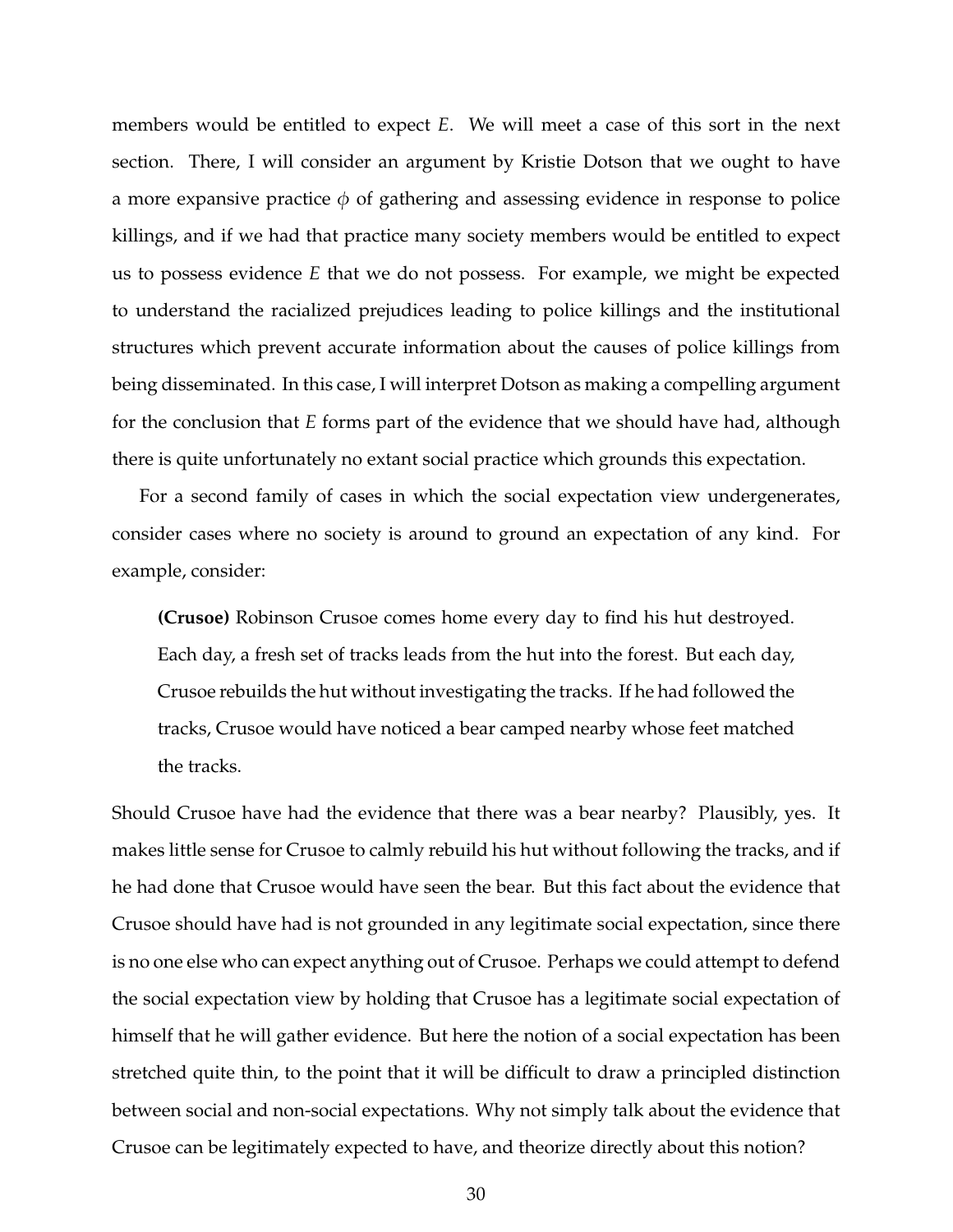members would be entitled to expect $E$. We will meet a case of this sort in the next section. There, I will consider an argument by Kristie Dotson that we ought to have a more expansive practice $\phi$ of gathering and assessing evidence in response to police killings, and if we had that practice many society members would be entitled to expect us to possess evidence $E$ that we do not possess. For example, we might be expected to understand the racialized prejudices leading to police killings and the institutional structures which prevent accurate information about the causes of police killings from being disseminated. In this case, I will interpret Dotson as making a compelling argument for the conclusion that $E$ forms part of the evidence that we should have had, although there is quite unfortunately no extant social practice which grounds this expectation.

For a second family of cases in which the social expectation view undergenerates, consider cases where no society is around to ground an expectation of any kind. For example, consider:

> **(Crusoe)** Robinson Crusoe comes home every day to find his hut destroyed. Each day, a fresh set of tracks leads from the hut into the forest. But each day, Crusoe rebuilds the hut without investigating the tracks. If he had followed the tracks, Crusoe would have noticed a bear camped nearby whose feet matched the tracks.

Should Crusoe have had the evidence that there was a bear nearby? Plausibly, yes. It makes little sense for Crusoe to calmly rebuild his hut without following the tracks, and if he had done that Crusoe would have seen the bear. But this fact about the evidence that Crusoe should have had is not grounded in any legitimate social expectation, since there is no one else who can expect anything out of Crusoe. Perhaps we could attempt to defend the social expectation view by holding that Crusoe has a legitimate social expectation of himself that he will gather evidence. But here the notion of a social expectation has been stretched quite thin, to the point that it will be difficult to draw a principled distinction between social and non-social expectations. Why not simply talk about the evidence that Crusoe can be legitimately expected to have, and theorize directly about this notion?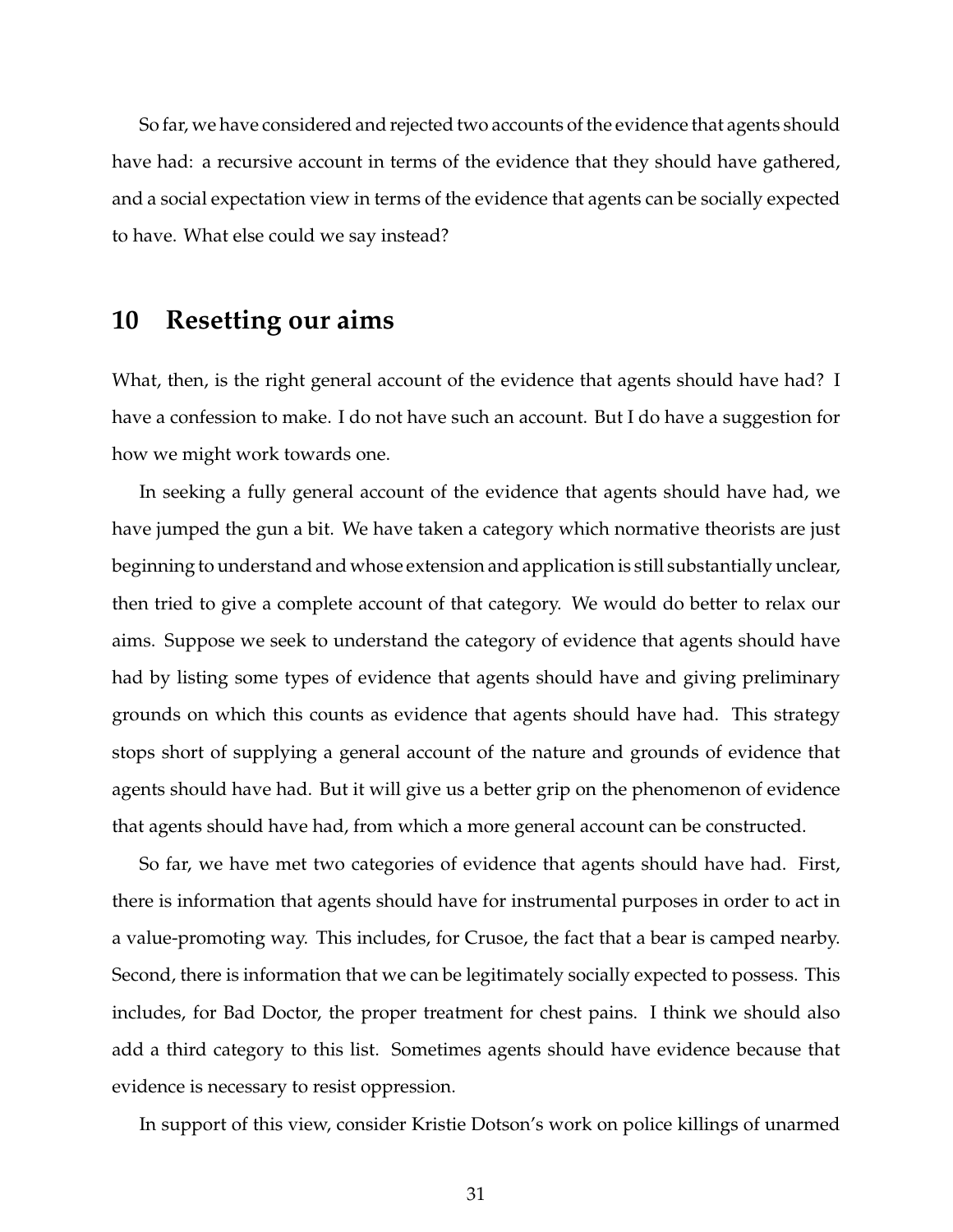So far, we have considered and rejected two accounts of the evidence that agents should have had: a recursive account in terms of the evidence that they should have gathered, and a social expectation view in terms of the evidence that agents can be socially expected to have. What else could we say instead?

## 10 Resetting our aims

What, then, is the right general account of the evidence that agents should have had? I have a confession to make. I do not have such an account. But I do have a suggestion for how we might work towards one.

In seeking a fully general account of the evidence that agents should have had, we have jumped the gun a bit. We have taken a category which normative theorists are just beginning to understand and whose extension and application is still substantially unclear, then tried to give a complete account of that category. We would do better to relax our aims. Suppose we seek to understand the category of evidence that agents should have had by listing some types of evidence that agents should have and giving preliminary grounds on which this counts as evidence that agents should have had. This strategy stops short of supplying a general account of the nature and grounds of evidence that agents should have had. But it will give us a better grip on the phenomenon of evidence that agents should have had, from which a more general account can be constructed.

So far, we have met two categories of evidence that agents should have had. First, there is information that agents should have for instrumental purposes in order to act in a value-promoting way. This includes, for Crusoe, the fact that a bear is camped nearby. Second, there is information that we can be legitimately socially expected to possess. This includes, for Bad Doctor, the proper treatment for chest pains. I think we should also add a third category to this list. Sometimes agents should have evidence because that evidence is necessary to resist oppression.

In support of this view, consider Kristie Dotson's work on police killings of unarmed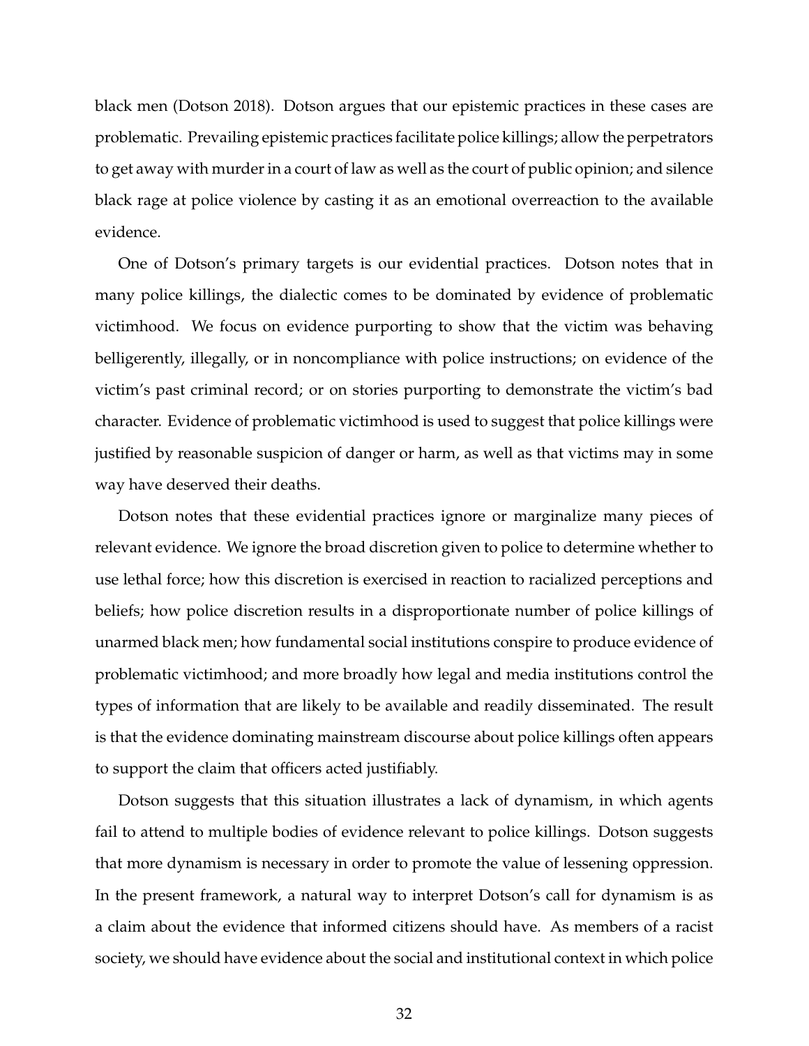black men (Dotson 2018). Dotson argues that our epistemic practices in these cases are problematic. Prevailing epistemic practices facilitate police killings; allow the perpetrators to get away with murder in a court of law as well as the court of public opinion; and silence black rage at police violence by casting it as an emotional overreaction to the available evidence.

One of Dotson's primary targets is our evidential practices. Dotson notes that in many police killings, the dialectic comes to be dominated by evidence of problematic victimhood. We focus on evidence purporting to show that the victim was behaving belligerently, illegally, or in noncompliance with police instructions; on evidence of the victim's past criminal record; or on stories purporting to demonstrate the victim's bad character. Evidence of problematic victimhood is used to suggest that police killings were justified by reasonable suspicion of danger or harm, as well as that victims may in some way have deserved their deaths.

Dotson notes that these evidential practices ignore or marginalize many pieces of relevant evidence. We ignore the broad discretion given to police to determine whether to use lethal force; how this discretion is exercised in reaction to racialized perceptions and beliefs; how police discretion results in a disproportionate number of police killings of unarmed black men; how fundamental social institutions conspire to produce evidence of problematic victimhood; and more broadly how legal and media institutions control the types of information that are likely to be available and readily disseminated. The result is that the evidence dominating mainstream discourse about police killings often appears to support the claim that officers acted justifiably.

Dotson suggests that this situation illustrates a lack of dynamism, in which agents fail to attend to multiple bodies of evidence relevant to police killings. Dotson suggests that more dynamism is necessary in order to promote the value of lessening oppression. In the present framework, a natural way to interpret Dotson's call for dynamism is as a claim about the evidence that informed citizens should have. As members of a racist society, we should have evidence about the social and institutional context in which police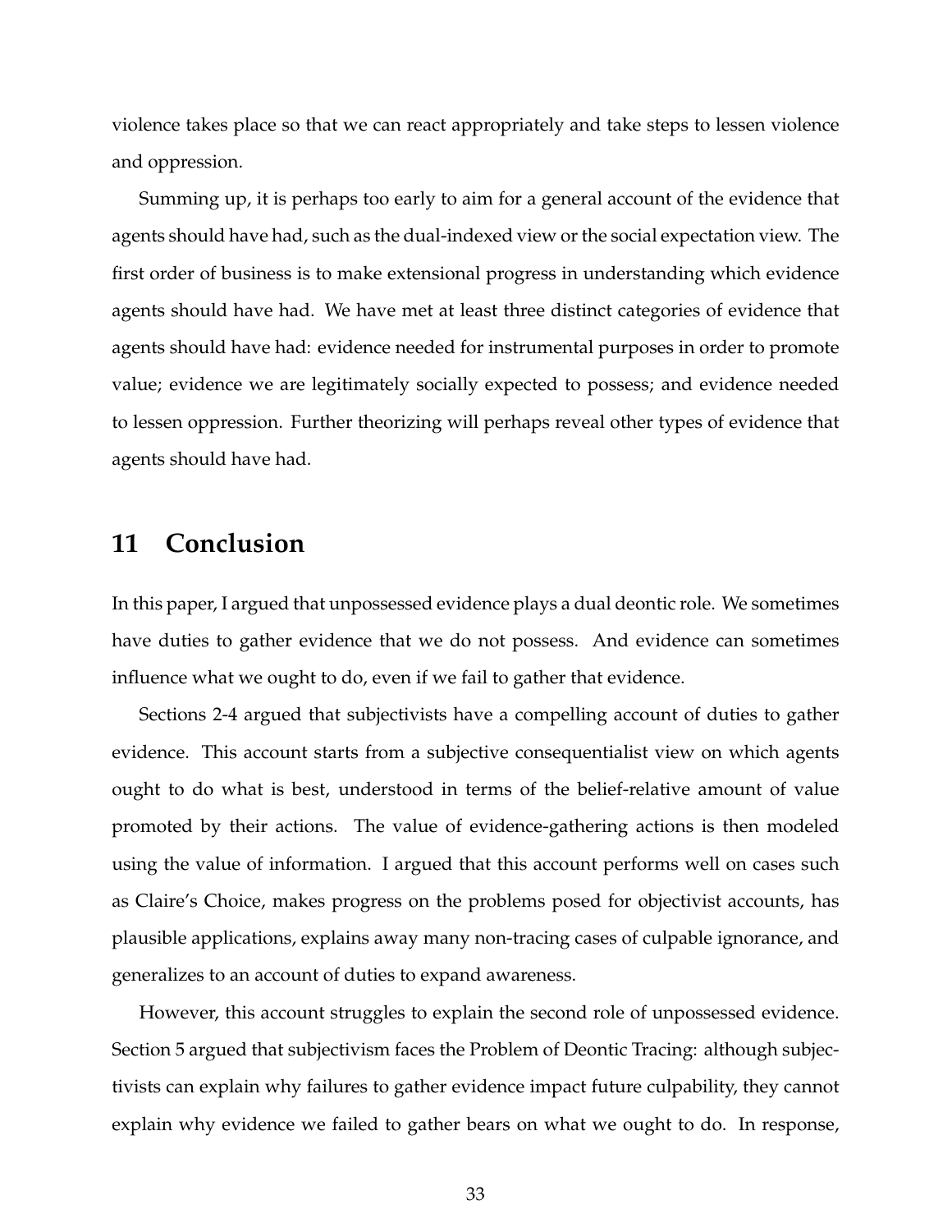violence takes place so that we can react appropriately and take steps to lessen violence and oppression.

Summing up, it is perhaps too early to aim for a general account of the evidence that agents should have had, such as the dual-indexed view or the social expectation view. The first order of business is to make extensional progress in understanding which evidence agents should have had. We have met at least three distinct categories of evidence that agents should have had: evidence needed for instrumental purposes in order to promote value; evidence we are legitimately socially expected to possess; and evidence needed to lessen oppression. Further theorizing will perhaps reveal other types of evidence that agents should have had.

## 11 Conclusion

In this paper, I argued that unpossessed evidence plays a dual deontic role. We sometimes have duties to gather evidence that we do not possess. And evidence can sometimes influence what we ought to do, even if we fail to gather that evidence.

Sections 2-4 argued that subjectivists have a compelling account of duties to gather evidence. This account starts from a subjective consequentialist view on which agents ought to do what is best, understood in terms of the belief-relative amount of value promoted by their actions. The value of evidence-gathering actions is then modeled using the value of information. I argued that this account performs well on cases such as Claire's Choice, makes progress on the problems posed for objectivist accounts, has plausible applications, explains away many non-tracing cases of culpable ignorance, and generalizes to an account of duties to expand awareness.

However, this account struggles to explain the second role of unpossessed evidence. Section 5 argued that subjectivism faces the Problem of Deontic Tracing: although subjectivists can explain why failures to gather evidence impact future culpability, they cannot explain why evidence we failed to gather bears on what we ought to do. In response,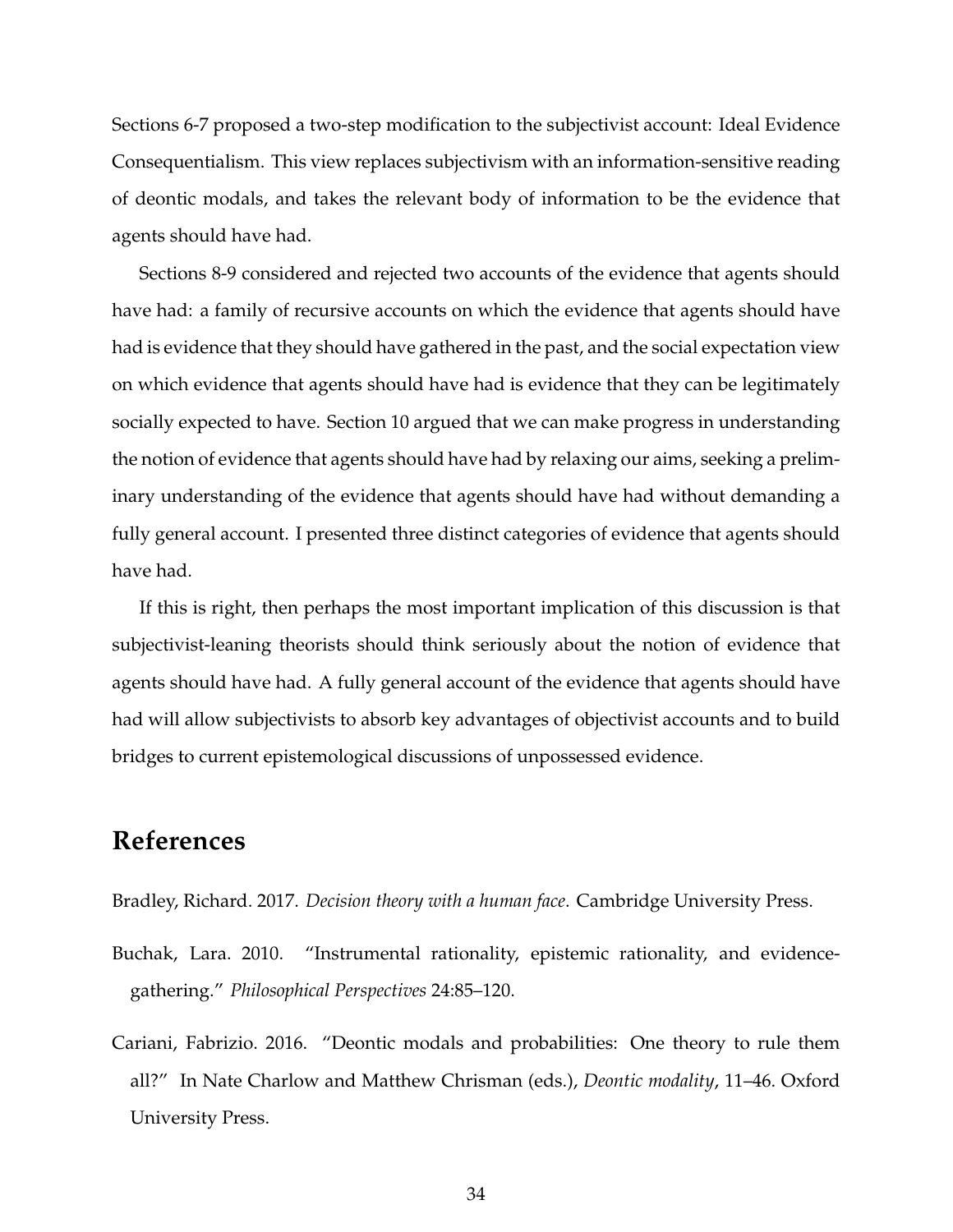Sections 6-7 proposed a two-step modification to the subjectivist account: Ideal Evidence Consequentialism. This view replaces subjectivism with an information-sensitive reading of deontic modals, and takes the relevant body of information to be the evidence that agents should have had.

Sections 8-9 considered and rejected two accounts of the evidence that agents should have had: a family of recursive accounts on which the evidence that agents should have had is evidence that they should have gathered in the past, and the social expectation view on which evidence that agents should have had is evidence that they can be legitimately socially expected to have. Section 10 argued that we can make progress in understanding the notion of evidence that agents should have had by relaxing our aims, seeking a preliminary understanding of the evidence that agents should have had without demanding a fully general account. I presented three distinct categories of evidence that agents should have had.

If this is right, then perhaps the most important implication of this discussion is that subjectivist-leaning theorists should think seriously about the notion of evidence that agents should have had. A fully general account of the evidence that agents should have had will allow subjectivists to absorb key advantages of objectivist accounts and to build bridges to current epistemological discussions of unpossessed evidence.

## References

Bradley, Richard. 2017. *Decision theory with a human face*. Cambridge University Press.

Buchak, Lara. 2010. "Instrumental rationality, epistemic rationality, and evidence-gathering." *Philosophical Perspectives* 24:85–120.

Cariani, Fabrizio. 2016. "Deontic modals and probabilities: One theory to rule them all?" In Nate Charlow and Matthew Chrisman (eds.), *Deontic modality*, 11–46. Oxford University Press.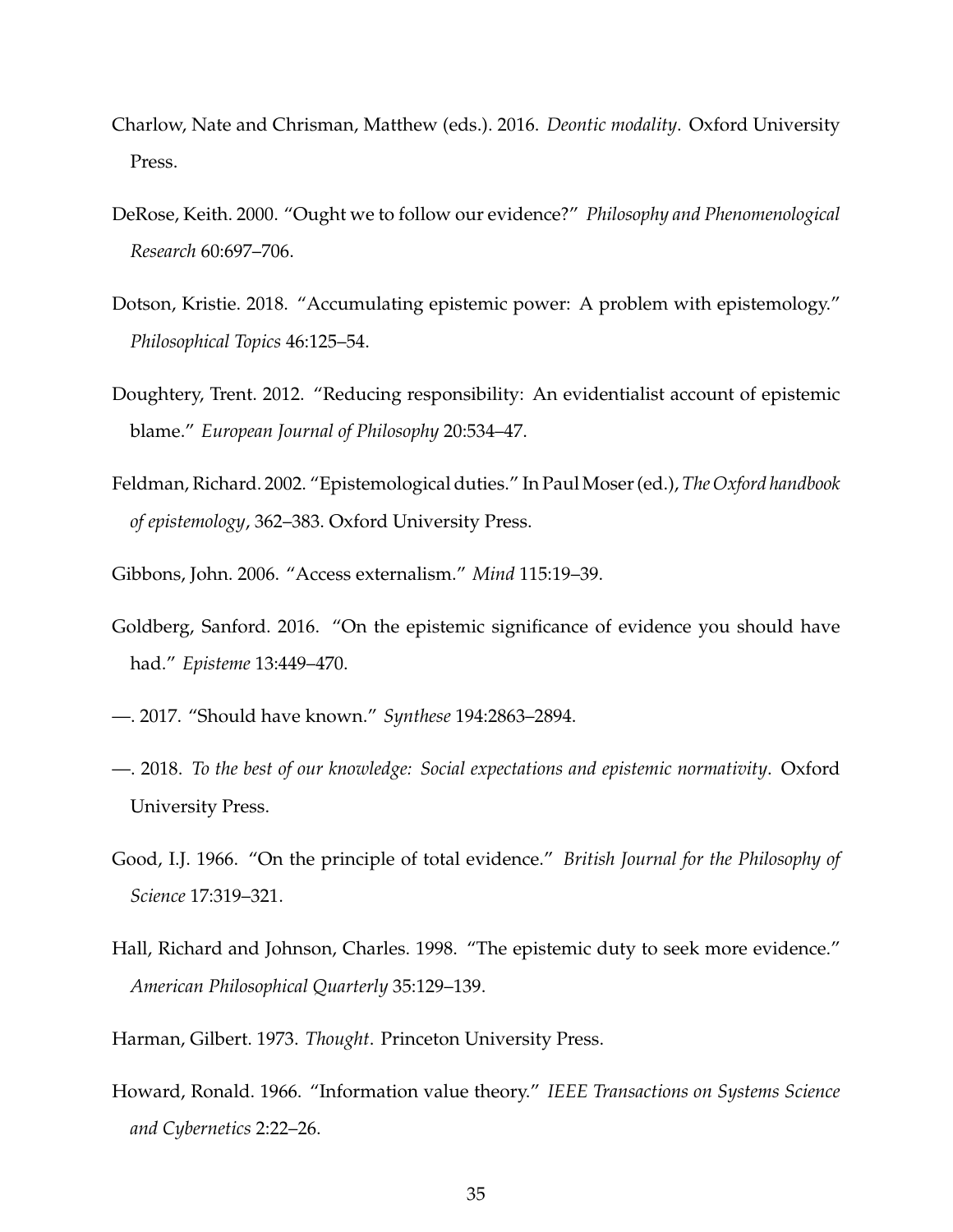Charlow, Nate and Chrisman, Matthew (eds.). 2016. *Deontic modality*. Oxford University Press.

DeRose, Keith. 2000. "Ought we to follow our evidence?" *Philosophy and Phenomenological Research* 60:697–706.

Dotson, Kristie. 2018. "Accumulating epistemic power: A problem with epistemology." *Philosophical Topics* 46:125–54.

Doughtery, Trent. 2012. "Reducing responsibility: An evidentialist account of epistemic blame." *European Journal of Philosophy* 20:534–47.

Feldman, Richard. 2002. "Epistemological duties." In Paul Moser (ed.), *The Oxford handbook of epistemology*, 362–383. Oxford University Press.

Gibbons, John. 2006. "Access externalism." *Mind* 115:19–39.

Goldberg, Sanford. 2016. "On the epistemic significance of evidence you should have had." *Episteme* 13:449–470.

—. 2017. "Should have known." *Synthese* 194:2863–2894.

—. 2018. *To the best of our knowledge: Social expectations and epistemic normativity*. Oxford University Press.

Good, I.J. 1966. "On the principle of total evidence." *British Journal for the Philosophy of Science* 17:319–321.

Hall, Richard and Johnson, Charles. 1998. "The epistemic duty to seek more evidence." *American Philosophical Quarterly* 35:129–139.

Harman, Gilbert. 1973. *Thought*. Princeton University Press.

Howard, Ronald. 1966. "Information value theory." *IEEE Transactions on Systems Science and Cybernetics* 2:22–26.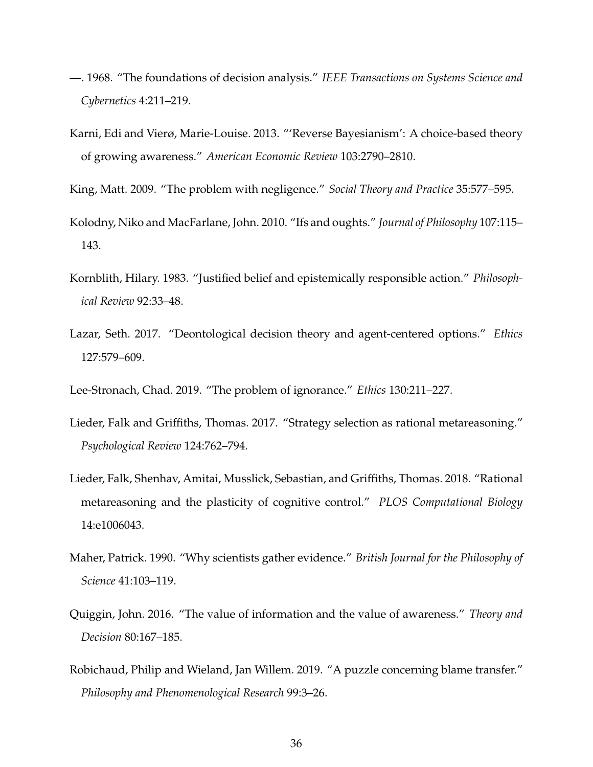—. 1968. "The foundations of decision analysis." *IEEE Transactions on Systems Science and Cybernetics* 4:211–219.

Karni, Edi and Vierø, Marie-Louise. 2013. "'Reverse Bayesianism': A choice-based theory of growing awareness." *American Economic Review* 103:2790–2810.

King, Matt. 2009. "The problem with negligence." *Social Theory and Practice* 35:577–595.

Kolodny, Niko and MacFarlane, John. 2010. "Ifs and oughts." *Journal of Philosophy* 107:115–143.

Kornblith, Hilary. 1983. "Justified belief and epistemically responsible action." *Philosophical Review* 92:33–48.

Lazar, Seth. 2017. "Deontological decision theory and agent-centered options." *Ethics* 127:579–609.

Lee-Stronach, Chad. 2019. "The problem of ignorance." *Ethics* 130:211–227.

Lieder, Falk and Griffiths, Thomas. 2017. "Strategy selection as rational metareasoning." *Psychological Review* 124:762–794.

Lieder, Falk, Shenhav, Amitai, Musslick, Sebastian, and Griffiths, Thomas. 2018. "Rational metareasoning and the plasticity of cognitive control." *PLOS Computational Biology* 14:e1006043.

Maher, Patrick. 1990. "Why scientists gather evidence." *British Journal for the Philosophy of Science* 41:103–119.

Quiggin, John. 2016. "The value of information and the value of awareness." *Theory and Decision* 80:167–185.

Robichaud, Philip and Wieland, Jan Willem. 2019. "A puzzle concerning blame transfer." *Philosophy and Phenomenological Research* 99:3–26.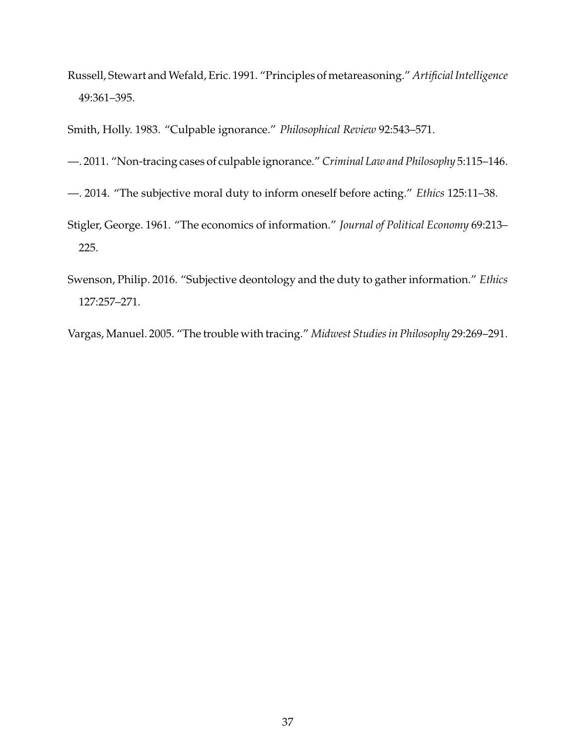Russell, Stewart and Wefald, Eric. 1991. "Principles of metareasoning." *Artificial Intelligence* 49:361–395.

Smith, Holly. 1983. "Culpable ignorance." *Philosophical Review* 92:543–571.

—. 2011. "Non-tracing cases of culpable ignorance." *Criminal Law and Philosophy* 5:115–146.

—. 2014. "The subjective moral duty to inform oneself before acting." *Ethics* 125:11–38.

Stigler, George. 1961. "The economics of information." *Journal of Political Economy* 69:213–225.

Swenson, Philip. 2016. "Subjective deontology and the duty to gather information." *Ethics* 127:257–271.

Vargas, Manuel. 2005. "The trouble with tracing." *Midwest Studies in Philosophy* 29:269–291.